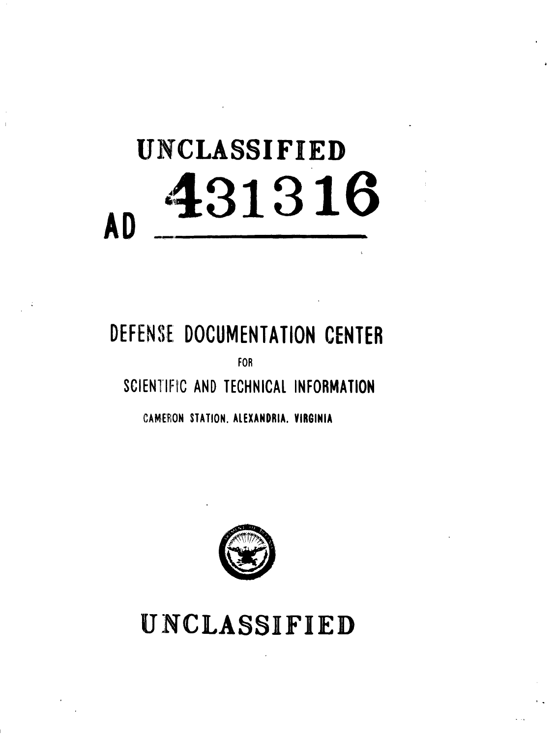# UNCLASSIFIED

# AD 431316

## DEFENSE DOCUMENTATION CENTER

FOR

SCIENTIFIC AND TECHNICAL INFORMATION

CAMERON STATION, ALEXANDRIA, VIRGINIA

# UNCLASSIFIED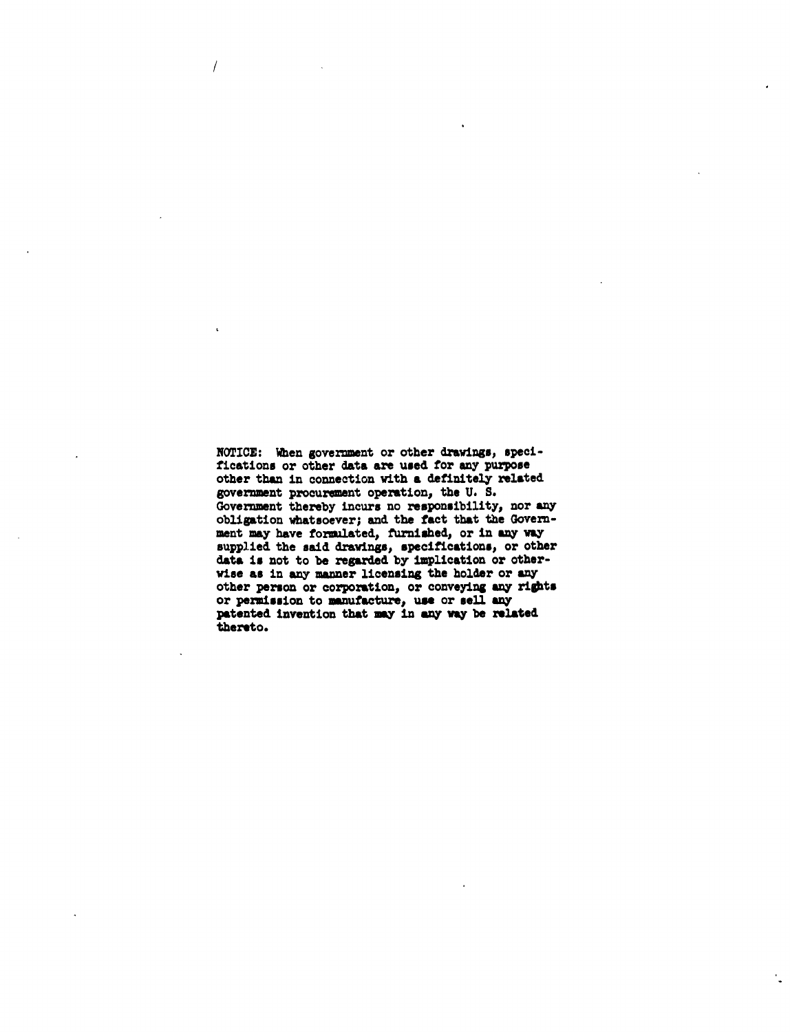NOTICE: When government or other drawings, specifications or other data are used for any purpose other than in connection with a definitely related government procurement operation, the U. S. Government thereby incurs no responsibility, nor any obligation whatsoever; and the fact that the Government may have formulated, furnished, or in any way supplied the said drawings, specifications, or other data is not to be regarded by implication or otherwise as in any manner licensing the holder or any other person or corporation, or conveying any rights or permission to manufacture, use or sell any patented invention that may in any way be related thereto.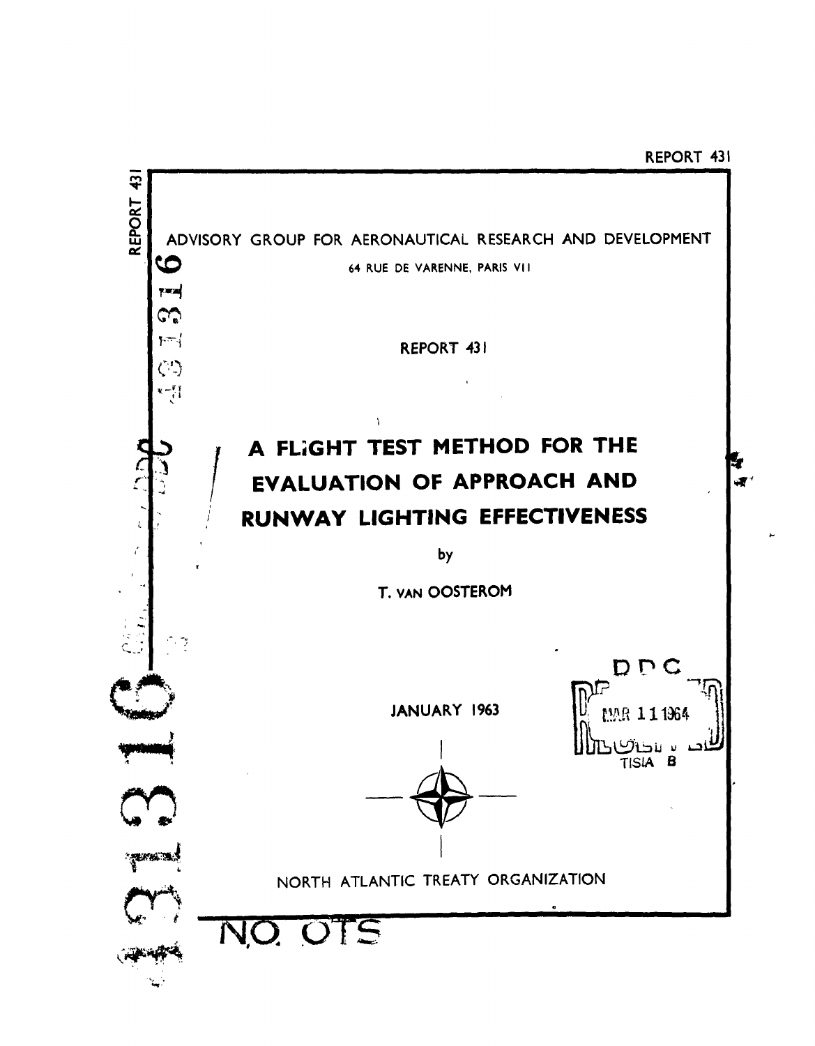REPORT 431

ADVISORY GROUP FOR AERONAUTICAL RESEARCH AND DEVELOPMENT

64 RUE DE VARENNE, PARIS VII

REPORT 431

# A FLIGHT TEST METHOD FOR THE EVALUATION OF APPROACH AND RUNWAY LIGHTING EFFECTIVENESS

by

T. VAN OOSTEROM

JANUARY 1963

NORTH ATLANTIC TREATY ORGANIZATION

DDC

MAR 11 1964

TISIA B

431316

NO. OTS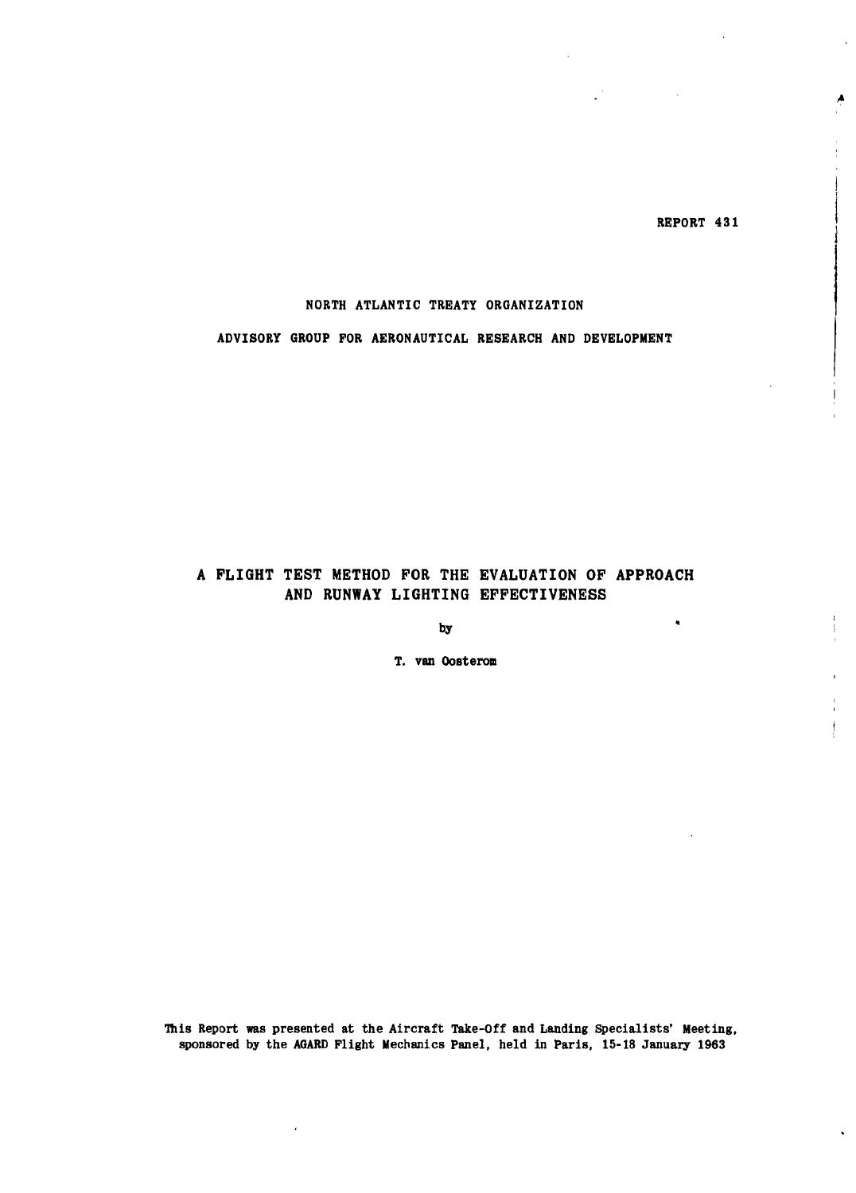REPORT 431

NORTH ATLANTIC TREATY ORGANIZATION

ADVISORY GROUP FOR AERONAUTICAL RESEARCH AND DEVELOPMENT

# A FLIGHT TEST METHOD FOR THE EVALUATION OF APPROACH AND RUNWAY LIGHTING EFFECTIVENESS

by

T. van Oosterom

This Report was presented at the Aircraft Take-Off and Landing Specialists' Meeting, sponsored by the AGARD Flight Mechanics Panel, held in Paris, 15-18 January 1963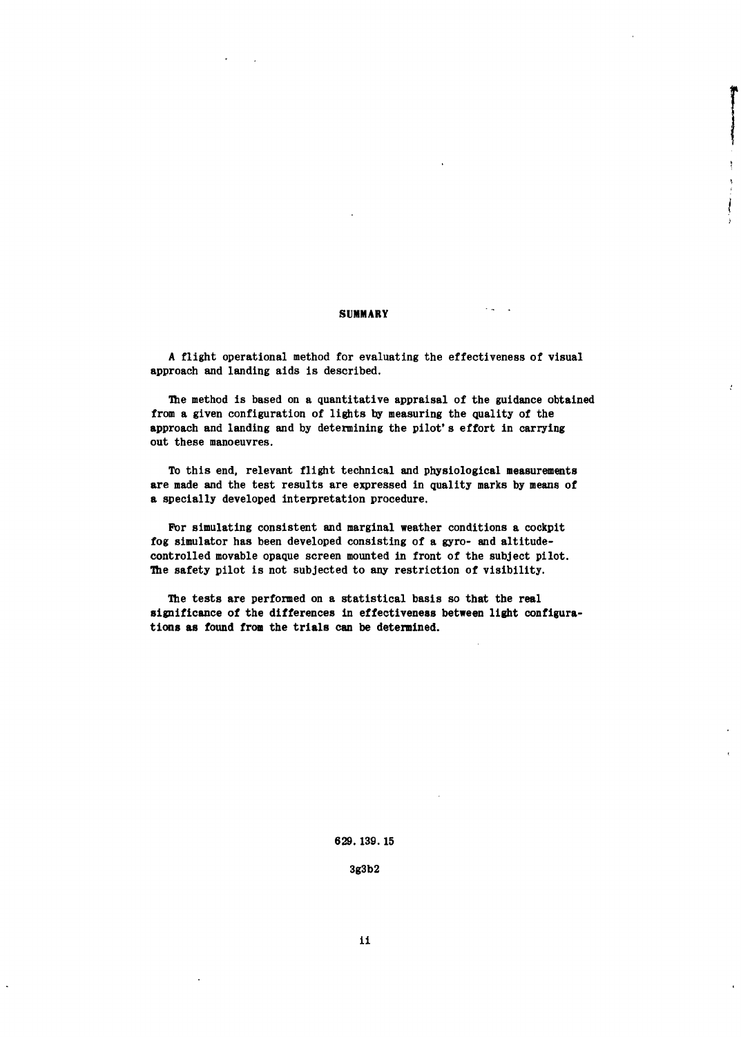## SUMMARY

A flight operational method for evaluating the effectiveness of visual approach and landing aids is described.

The method is based on a quantitative appraisal of the guidance obtained from a given configuration of lights by measuring the quality of the approach and landing and by determining the pilot's effort in carrying out these manoeuvres.

To this end, relevant flight technical and physiological measurements are made and the test results are expressed in quality marks by means of a specially developed interpretation procedure.

For simulating consistent and marginal weather conditions a cockpit fog simulator has been developed consisting of a gyro- and altitude-controlled movable opaque screen mounted in front of the subject pilot. The safety pilot is not subjected to any restriction of visibility.

The tests are performed on a statistical basis so that the real significance of the differences in effectiveness between light configurations as found from the trials can be determined.

629.139.15

3g3b2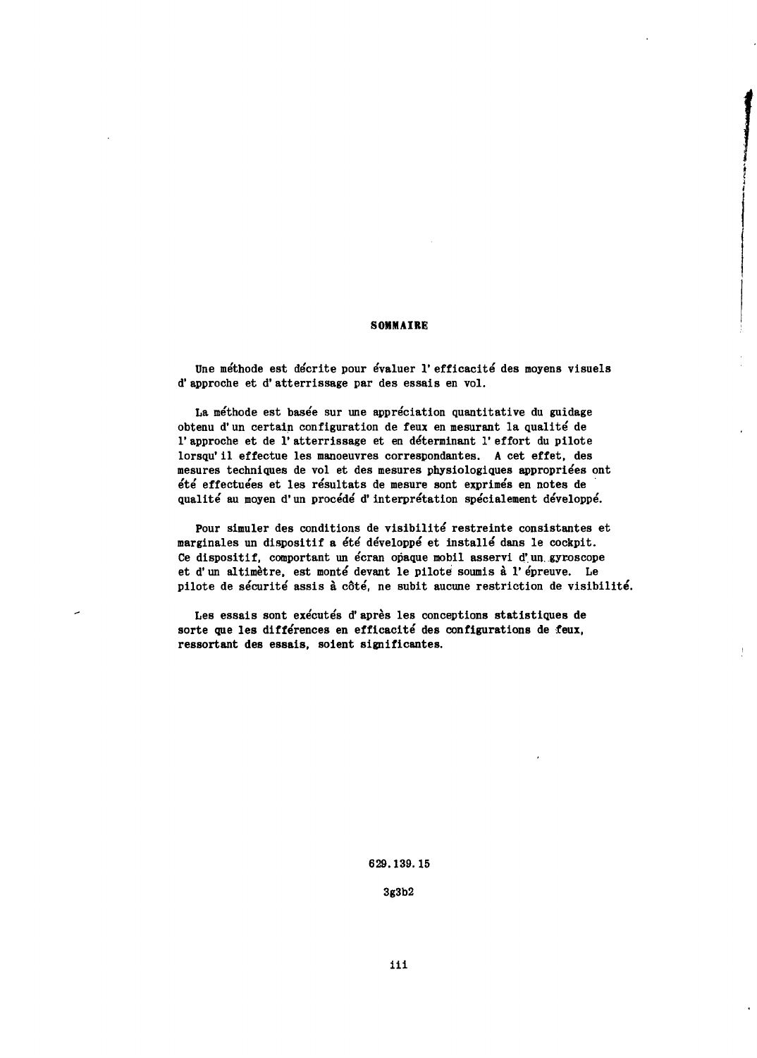# SOMMAIRE

Une méthode est décrite pour évaluer l'efficacité des moyens visuels d'approche et d'atterrissage par des essais en vol.

La méthode est basée sur une appréciation quantitative du guidage obtenu d'un certain configuration de feux en mesurant la qualité de l'approche et de l'atterrissage et en déterminant l'effort du pilote lorsqu'il effectue les manoeuvres correspondantes. A cet effet, des mesures techniques de vol et des mesures physiologiques appropriées ont été effectuées et les résultats de mesure sont exprimés en notes de qualité au moyen d'un procédé d'interprétation spécialement développé.

Pour simuler des conditions de visibilité restreinte consistantes et marginales un dispositif a été développé et installé dans le cockpit. Ce dispositif, comportant un écran opaque mobil asservi d'un gyroscope et d'un altimètre, est monté devant le pilote soumis à l'épreuve. Le pilote de sécurité assis à côté, ne subit aucune restriction de visibilité.

Les essais sont exécutés d'après les conceptions statistiques de sorte que les différences en efficacité des configurations de feux, ressortant des essais, soient significantes.

629.139.15

3g3b2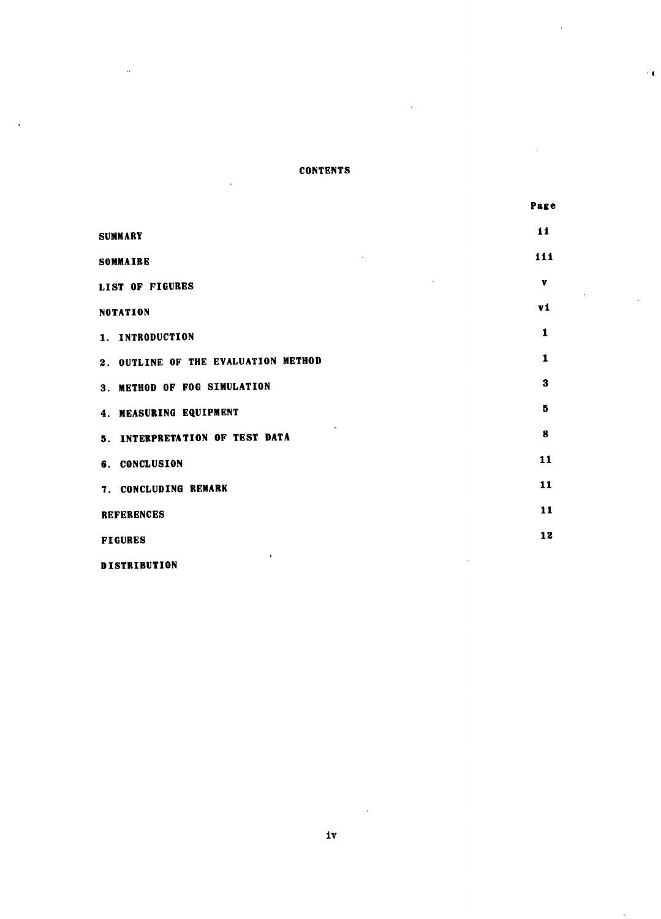# CONTENTS

| | Page |
|---|---|
| SUMMARY | ii |
| SOMMAIRE | iii |
| LIST OF FIGURES | v |
| NOTATION | vi |
| 1. INTRODUCTION | 1 |
| 2. OUTLINE OF THE EVALUATION METHOD | 1 |
| 3. METHOD OF FOG SIMULATION | 3 |
| 4. MEASURING EQUIPMENT | 5 |
| 5. INTERPRETATION OF TEST DATA | 8 |
| 6. CONCLUSION | 11 |
| 7. CONCLUDING REMARK | 11 |
| REFERENCES | 11 |
| FIGURES | 12 |
| DISTRIBUTION | |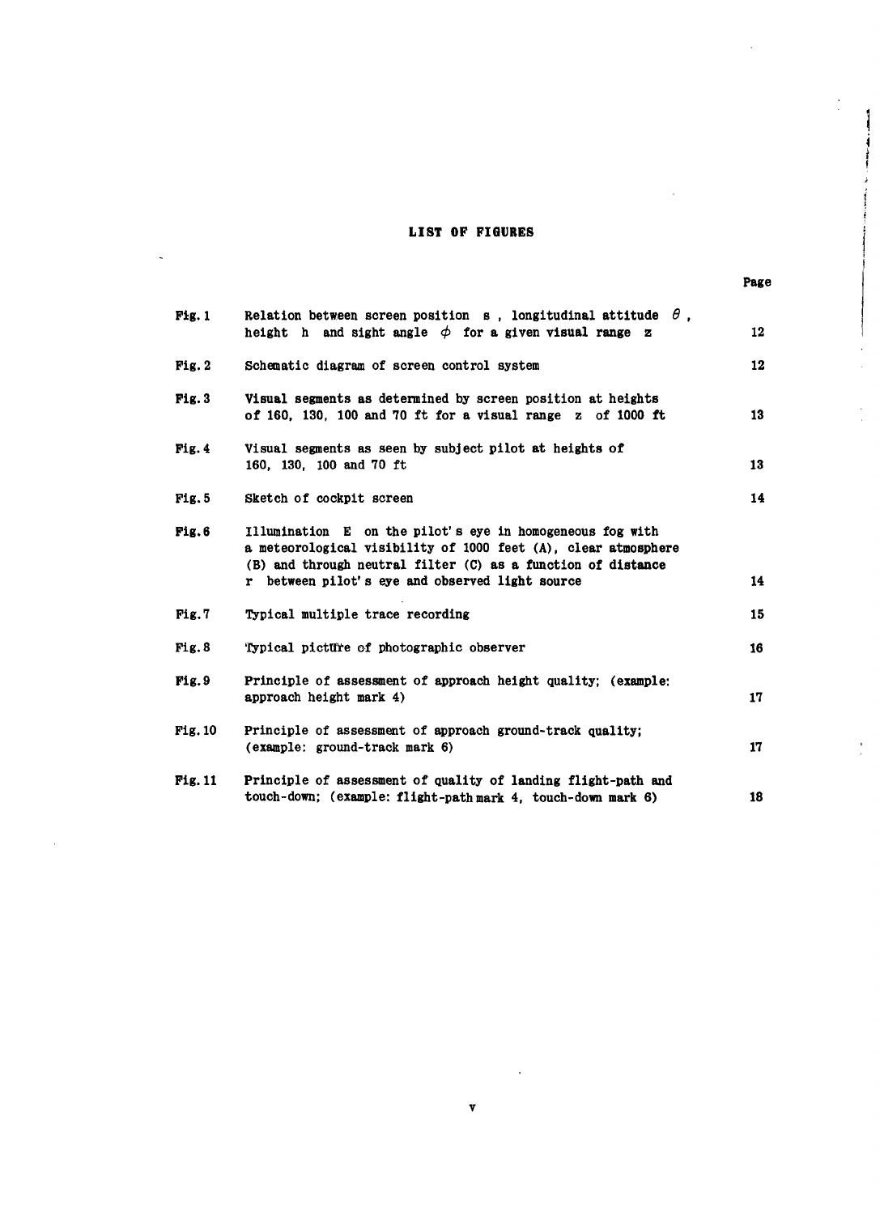# LIST OF FIGURES

| | | Page |
|---|---|---|
| Fig. 1 | Relation between screen position s , longitudinal attitude $\theta$ , height h and sight angle $\phi$ for a given visual range z | 12 |
| Fig. 2 | Schematic diagram of screen control system | 12 |
| Fig. 3 | Visual segments as determined by screen position at heights of 160, 130, 100 and 70 ft for a visual range z of 1000 ft | 13 |
| Fig. 4 | Visual segments as seen by subject pilot at heights of 160, 130, 100 and 70 ft | 13 |
| Fig. 5 | Sketch of cockpit screen | 14 |
| Fig. 6 | Illumination E on the pilot's eye in homogeneous fog with a meteorological visibility of 1000 feet (A), clear atmosphere (B) and through neutral filter (C) as a function of distance r between pilot's eye and observed light source | 14 |
| Fig. 7 | Typical multiple trace recording | 15 |
| Fig. 8 | Typical picture of photographic observer | 16 |
| Fig. 9 | Principle of assessment of approach height quality; (example: approach height mark 4) | 17 |
| Fig. 10 | Principle of assessment of approach ground-track quality; (example: ground-track mark 6) | 17 |
| Fig. 11 | Principle of assessment of quality of landing flight-path and touch-down; (example: flight-path mark 4, touch-down mark 6) | 18 |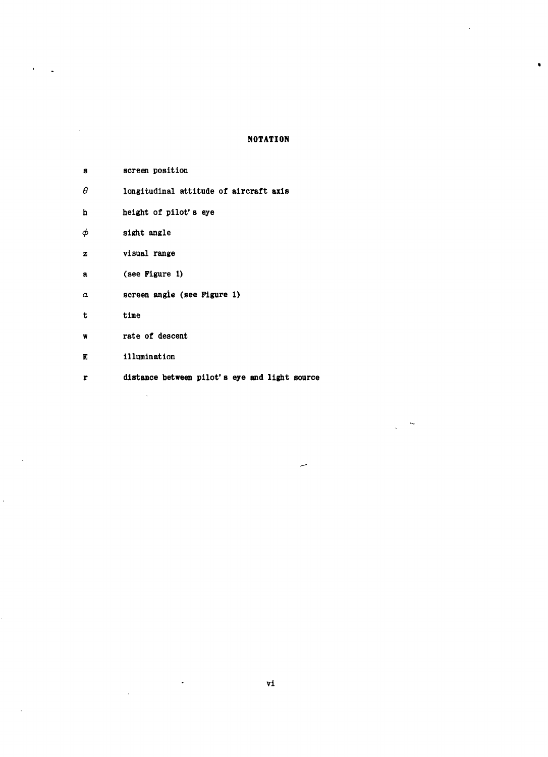# NOTATION

| | |
|---|---|
| $s$ | screen position |
| $\theta$ | longitudinal attitude of aircraft axis |
| $h$ | height of pilot's eye |
| $\phi$ | sight angle |
| $z$ | visual range |
| $a$ | (see Figure 1) |
| $\alpha$ | screen angle (see Figure 1) |
| $t$ | time |
| $w$ | rate of descent |
| $E$ | illumination |
| $r$ | distance between pilot's eye and light source |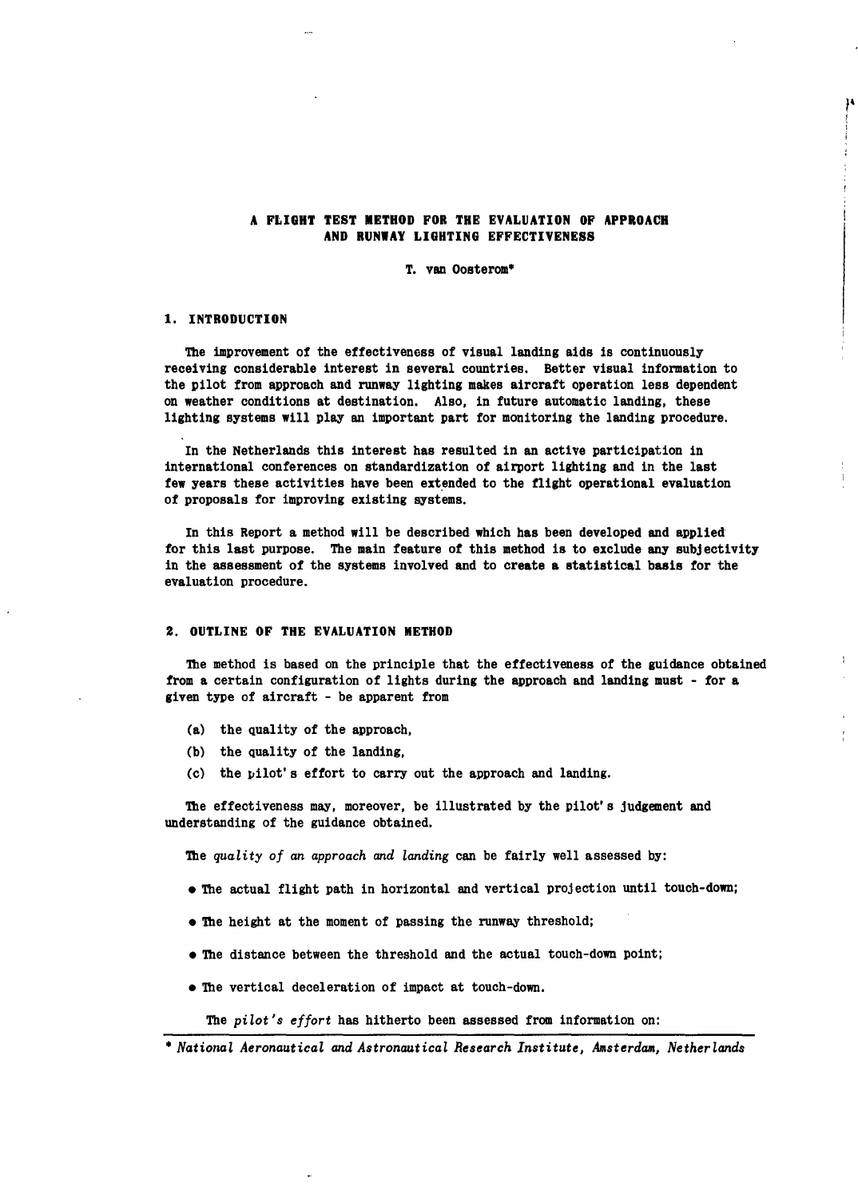# A FLIGHT TEST METHOD FOR THE EVALUATION OF APPROACH AND RUNWAY LIGHTING EFFECTIVENESS

T. van Oosterom*

## 1. INTRODUCTION

The improvement of the effectiveness of visual landing aids is continuously receiving considerable interest in several countries. Better visual information to the pilot from approach and runway lighting makes aircraft operation less dependent on weather conditions at destination. Also, in future automatic landing, these lighting systems will play an important part for monitoring the landing procedure.

In the Netherlands this interest has resulted in an active participation in international conferences on standardization of airport lighting and in the last few years these activities have been extended to the flight operational evaluation of proposals for improving existing systems.

In this Report a method will be described which has been developed and applied for this last purpose. The main feature of this method is to exclude any subjectivity in the assessment of the systems involved and to create a statistical basis for the evaluation procedure.

## 2. OUTLINE OF THE EVALUATION METHOD

The method is based on the principle that the effectiveness of the guidance obtained from a certain configuration of lights during the approach and landing must - for a given type of aircraft - be apparent from

(a) the quality of the approach,

(b) the quality of the landing,

(c) the pilot's effort to carry out the approach and landing.

The effectiveness may, moreover, be illustrated by the pilot's judgement and understanding of the guidance obtained.

The *quality of an approach and landing* can be fairly well assessed by:

- The actual flight path in horizontal and vertical projection until touch-down;
- The height at the moment of passing the runway threshold;
- The distance between the threshold and the actual touch-down point;
- The vertical deceleration of impact at touch-down.

The *pilot's effort* has hitherto been assessed from information on:

\* *National Aeronautical and Astronautical Research Institute, Amsterdam, Netherlands*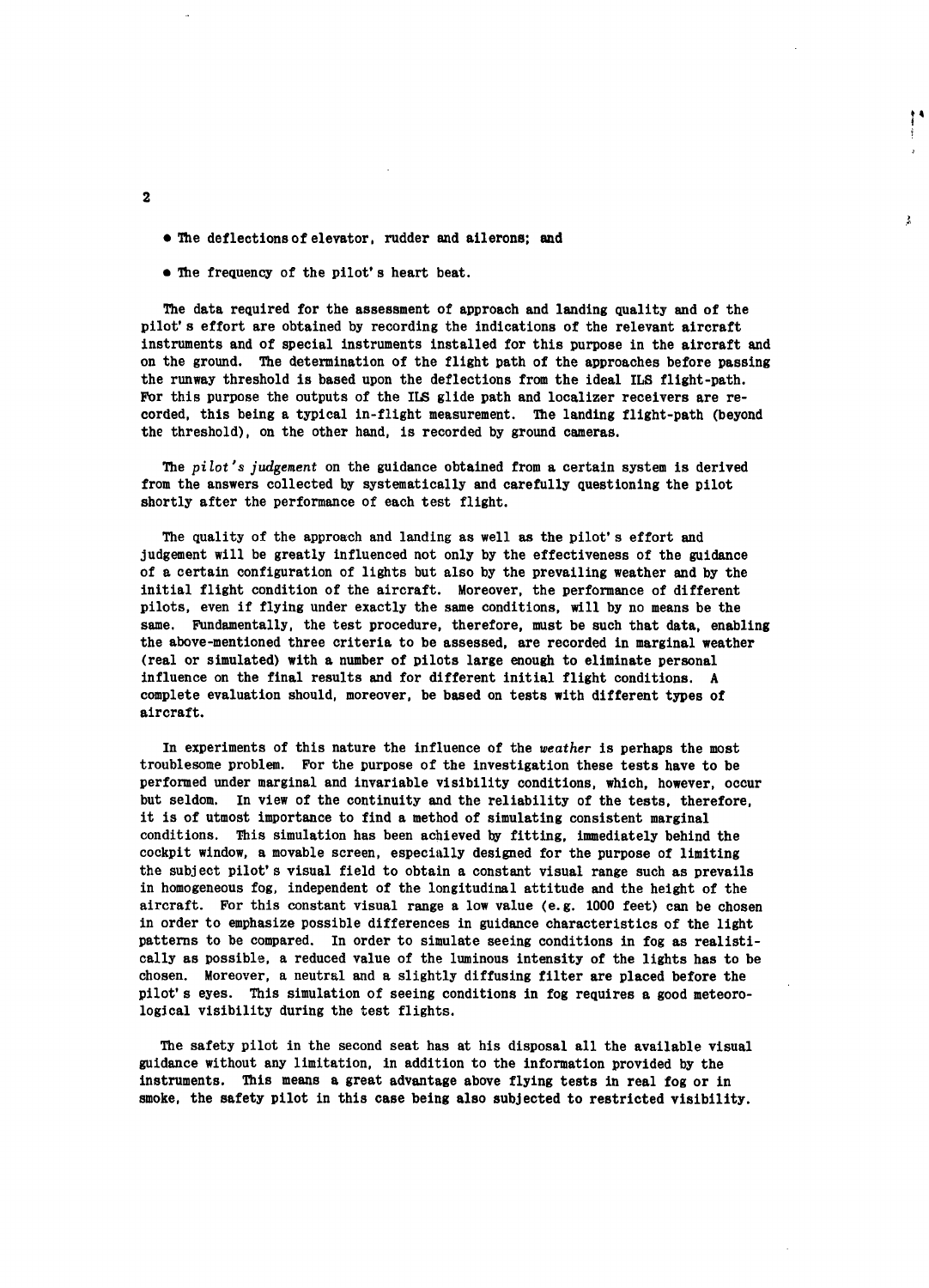- The deflections of elevator, rudder and ailerons; and
- The frequency of the pilot's heart beat.

The data required for the assessment of approach and landing quality and of the pilot's effort are obtained by recording the indications of the relevant aircraft instruments and of special instruments installed for this purpose in the aircraft and on the ground. The determination of the flight path of the approaches before passing the runway threshold is based upon the deflections from the ideal ILS flight-path. For this purpose the outputs of the ILS glide path and localizer receivers are recorded, this being a typical in-flight measurement. The landing flight-path (beyond the threshold), on the other hand, is recorded by ground cameras.

The *pilot's judgement* on the guidance obtained from a certain system is derived from the answers collected by systematically and carefully questioning the pilot shortly after the performance of each test flight.

The quality of the approach and landing as well as the pilot's effort and judgement will be greatly influenced not only by the effectiveness of the guidance of a certain configuration of lights but also by the prevailing weather and by the initial flight condition of the aircraft. Moreover, the performance of different pilots, even if flying under exactly the same conditions, will by no means be the same. Fundamentally, the test procedure, therefore, must be such that data, enabling the above-mentioned three criteria to be assessed, are recorded in marginal weather (real or simulated) with a number of pilots large enough to eliminate personal influence on the final results and for different initial flight conditions. A complete evaluation should, moreover, be based on tests with different types of aircraft.

In experiments of this nature the influence of the *weather* is perhaps the most troublesome problem. For the purpose of the investigation these tests have to be performed under marginal and invariable visibility conditions, which, however, occur but seldom. In view of the continuity and the reliability of the tests, therefore, it is of utmost importance to find a method of simulating consistent marginal conditions. This simulation has been achieved by fitting, immediately behind the cockpit window, a movable screen, especially designed for the purpose of limiting the subject pilot's visual field to obtain a constant visual range such as prevails in homogeneous fog, independent of the longitudinal attitude and the height of the aircraft. For this constant visual range a low value (e.g. 1000 feet) can be chosen in order to emphasize possible differences in guidance characteristics of the light patterns to be compared. In order to simulate seeing conditions in fog as realistically as possible, a reduced value of the luminous intensity of the lights has to be chosen. Moreover, a neutral and a slightly diffusing filter are placed before the pilot's eyes. This simulation of seeing conditions in fog requires a good meteorological visibility during the test flights.

The safety pilot in the second seat has at his disposal all the available visual guidance without any limitation, in addition to the information provided by the instruments. This means a great advantage above flying tests in real fog or in smoke, the safety pilot in this case being also subjected to restricted visibility.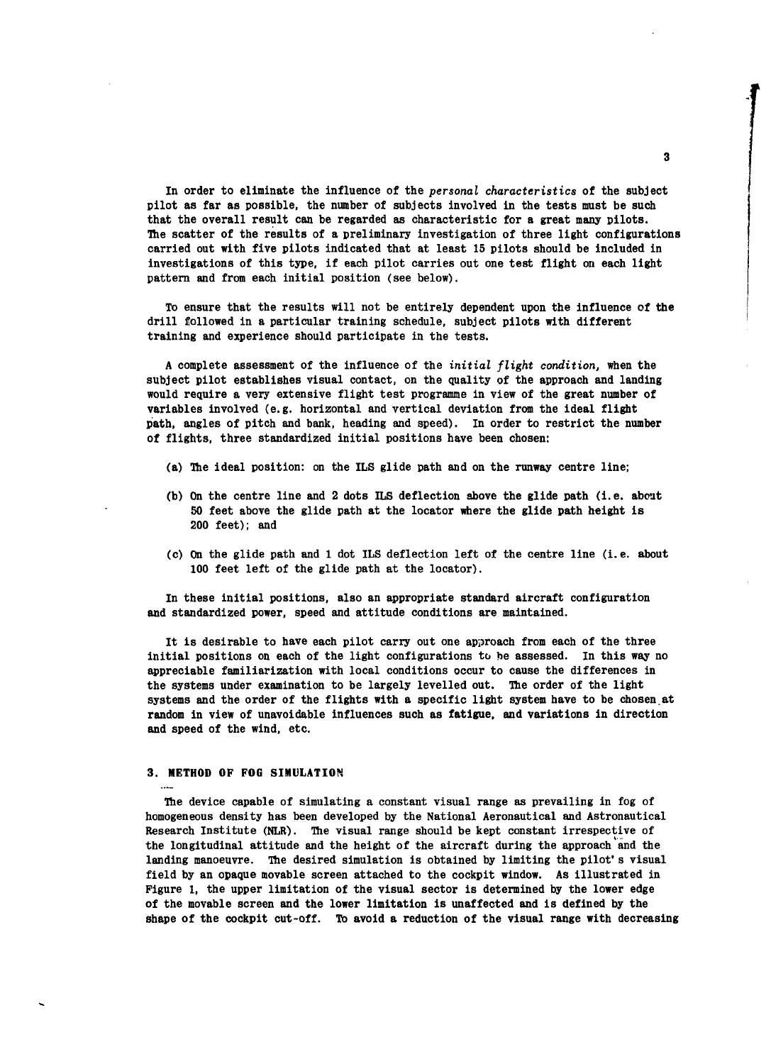In order to eliminate the influence of the *personal characteristics* of the subject pilot as far as possible, the number of subjects involved in the tests must be such that the overall result can be regarded as characteristic for a great many pilots. The scatter of the results of a preliminary investigation of three light configurations carried out with five pilots indicated that at least 15 pilots should be included in investigations of this type, if each pilot carries out one test flight on each light pattern and from each initial position (see below).

To ensure that the results will not be entirely dependent upon the influence of the drill followed in a particular training schedule, subject pilots with different training and experience should participate in the tests.

A complete assessment of the influence of the *initial flight condition*, when the subject pilot establishes visual contact, on the quality of the approach and landing would require a very extensive flight test programme in view of the great number of variables involved (e.g. horizontal and vertical deviation from the ideal flight path, angles of pitch and bank, heading and speed). In order to restrict the number of flights, three standardized initial positions have been chosen:

(a) The ideal position: on the ILS glide path and on the runway centre line;

(b) On the centre line and 2 dots ILS deflection above the glide path (i.e. about 50 feet above the glide path at the locator where the glide path height is 200 feet); and

(c) On the glide path and 1 dot ILS deflection left of the centre line (i.e. about 100 feet left of the glide path at the locator).

In these initial positions, also an appropriate standard aircraft configuration and standardized power, speed and attitude conditions are maintained.

It is desirable to have each pilot carry out one approach from each of the three initial positions on each of the light configurations to be assessed. In this way no appreciable familiarization with local conditions occur to cause the differences in the systems under examination to be largely levelled out. The order of the light systems and the order of the flights with a specific light system have to be chosen at random in view of unavoidable influences such as fatigue, and variations in direction and speed of the wind, etc.

## 3. METHOD OF FOG SIMULATION

The device capable of simulating a constant visual range as prevailing in fog of homogeneous density has been developed by the National Aeronautical and Astronautical Research Institute (NLR). The visual range should be kept constant irrespective of the longitudinal attitude and the height of the aircraft during the approach and the landing manoeuvre. The desired simulation is obtained by limiting the pilot's visual field by an opaque movable screen attached to the cockpit window. As illustrated in Figure 1, the upper limitation of the visual sector is determined by the lower edge of the movable screen and the lower limitation is unaffected and is defined by the shape of the cockpit cut-off. To avoid a reduction of the visual range with decreasing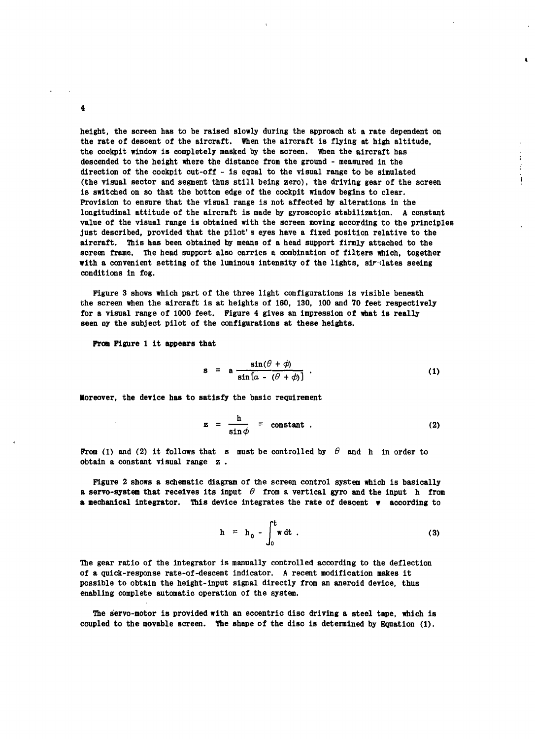height, the screen has to be raised slowly during the approach at a rate dependent on the rate of descent of the aircraft. When the aircraft is flying at high altitude, the cockpit window is completely masked by the screen. When the aircraft has descended to the height where the distance from the ground - measured in the direction of the cockpit cut-off - is equal to the visual range to be simulated (the visual sector and segment thus still being zero), the driving gear of the screen is switched on so that the bottom edge of the cockpit window begins to clear. Provision to ensure that the visual range is not affected by alterations in the longitudinal attitude of the aircraft is made by gyroscopic stabilization. A constant value of the visual range is obtained with the screen moving according to the principles just described, provided that the pilot's eyes have a fixed position relative to the aircraft. This has been obtained by means of a head support firmly attached to the screen frame. The head support also carries a combination of filters which, together with a convenient setting of the luminous intensity of the lights, simulates seeing conditions in fog.

Figure 3 shows which part of the three light configurations is visible beneath the screen when the aircraft is at heights of 160, 130, 100 and 70 feet respectively for a visual range of 1000 feet. Figure 4 gives an impression of what is really seen by the subject pilot of the configurations at these heights.

From Figure 1 it appears that

$$s = a \frac{\sin(\theta + \phi)}{\sin[\alpha - (\theta + \phi)]} . \tag{1}$$

Moreover, the device has to satisfy the basic requirement

$$z = \frac{h}{\sin \phi} = \text{constant} . \tag{2}$$

From (1) and (2) it follows that $s$ must be controlled by $\theta$ and $h$ in order to obtain a constant visual range $z$.

Figure 2 shows a schematic diagram of the screen control system which is basically a servo-system that receives its input $\theta$ from a vertical gyro and the input $h$ from a mechanical integrator. This device integrates the rate of descent $w$ according to

$$h = h_0 - \int_0^t w \, dt . \tag{3}$$

The gear ratio of the integrator is manually controlled according to the deflection of a quick-response rate-of-descent indicator. A recent modification makes it possible to obtain the height-input signal directly from an aneroid device, thus enabling complete automatic operation of the system.

The servo-motor is provided with an eccentric disc driving a steel tape, which is coupled to the movable screen. The shape of the disc is determined by Equation (1).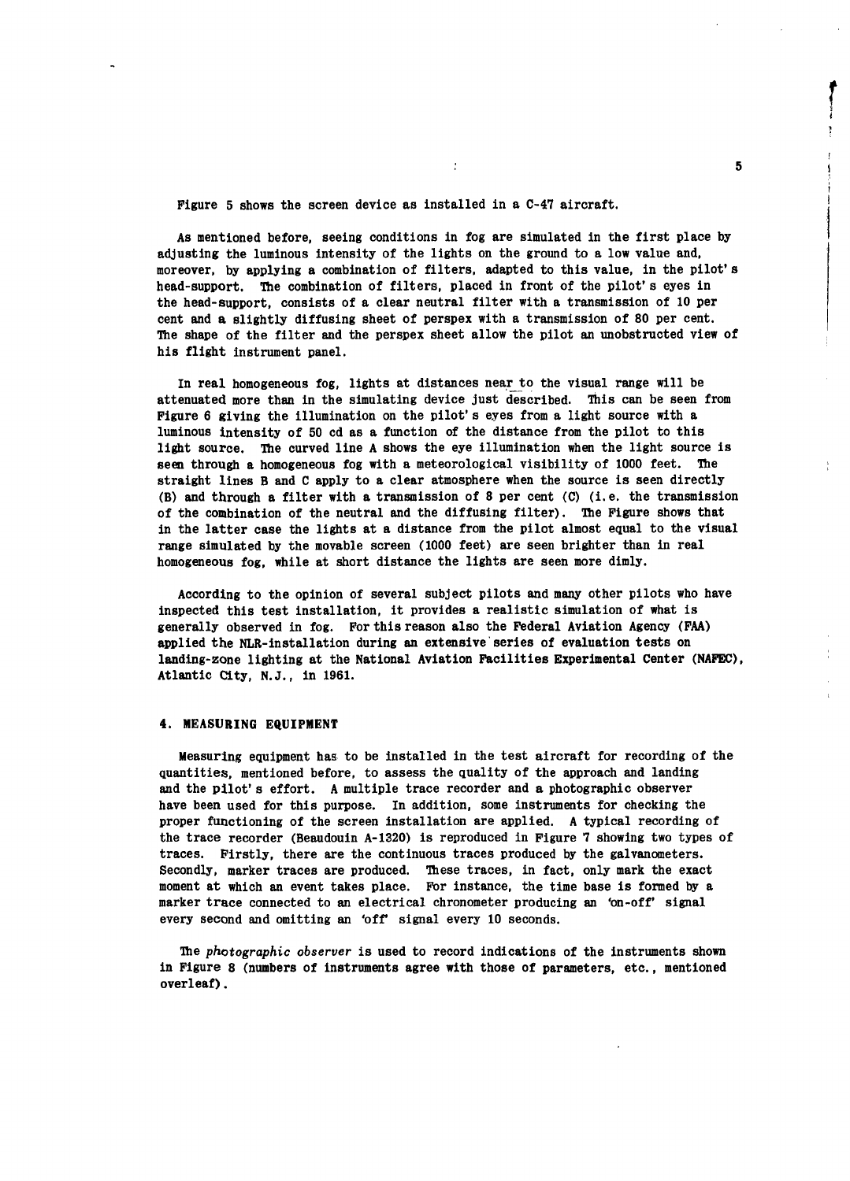Figure 5 shows the screen device as installed in a C-47 aircraft.

As mentioned before, seeing conditions in fog are simulated in the first place by adjusting the luminous intensity of the lights on the ground to a low value and, moreover, by applying a combination of filters, adapted to this value, in the pilot's head-support. The combination of filters, placed in front of the pilot's eyes in the head-support, consists of a clear neutral filter with a transmission of 10 per cent and a slightly diffusing sheet of perspex with a transmission of 80 per cent. The shape of the filter and the perspex sheet allow the pilot an unobstructed view of his flight instrument panel.

In real homogeneous fog, lights at distances near to the visual range will be attenuated more than in the simulating device just described. This can be seen from Figure 6 giving the illumination on the pilot's eyes from a light source with a luminous intensity of 50 cd as a function of the distance from the pilot to this light source. The curved line A shows the eye illumination when the light source is seen through a homogeneous fog with a meteorological visibility of 1000 feet. The straight lines B and C apply to a clear atmosphere when the source is seen directly (B) and through a filter with a transmission of 8 per cent (C) (i.e. the transmission of the combination of the neutral and the diffusing filter). The Figure shows that in the latter case the lights at a distance from the pilot almost equal to the visual range simulated by the movable screen (1000 feet) are seen brighter than in real homogeneous fog, while at short distance the lights are seen more dimly.

According to the opinion of several subject pilots and many other pilots who have inspected this test installation, it provides a realistic simulation of what is generally observed in fog. For this reason also the Federal Aviation Agency (FAA) applied the NLR-installation during an extensive series of evaluation tests on landing-zone lighting at the National Aviation Facilities Experimental Center (NAFEC), Atlantic City, N.J., in 1961.

## 4. MEASURING EQUIPMENT

Measuring equipment has to be installed in the test aircraft for recording of the quantities, mentioned before, to assess the quality of the approach and landing and the pilot's effort. A multiple trace recorder and a photographic observer have been used for this purpose. In addition, some instruments for checking the proper functioning of the screen installation are applied. A typical recording of the trace recorder (Beaudouin A-1320) is reproduced in Figure 7 showing two types of traces. Firstly, there are the continuous traces produced by the galvanometers. Secondly, marker traces are produced. These traces, in fact, only mark the exact moment at which an event takes place. For instance, the time base is formed by a marker trace connected to an electrical chronometer producing an 'on-off' signal every second and omitting an 'off' signal every 10 seconds.

The *photographic observer* is used to record indications of the instruments shown in Figure 8 (numbers of instruments agree with those of parameters, etc., mentioned overleaf).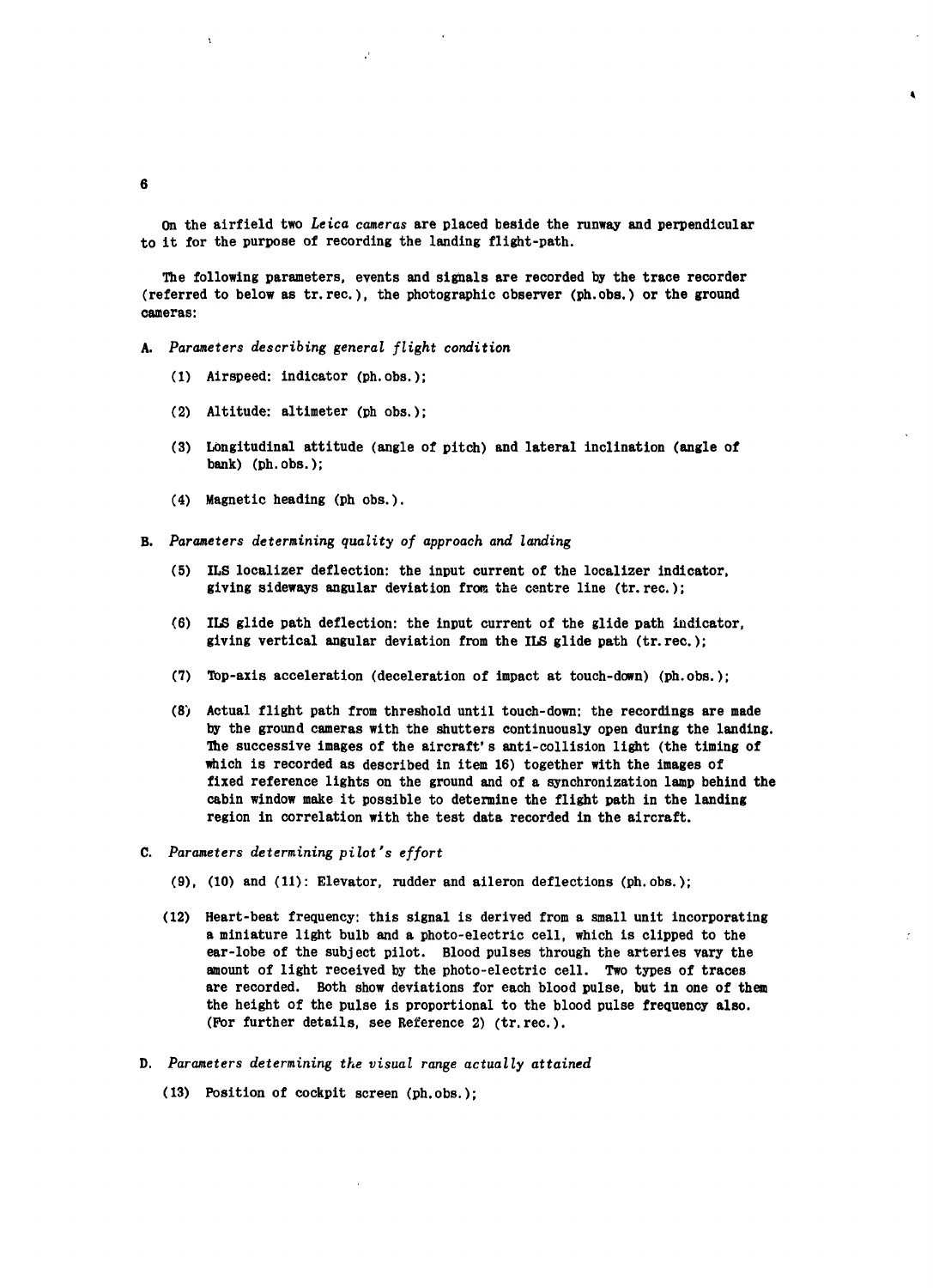On the airfield two *Leica cameras* are placed beside the runway and perpendicular to it for the purpose of recording the landing flight-path.

The following parameters, events and signals are recorded by the trace recorder (referred to below as tr.rec.), the photographic observer (ph.obs.) or the ground cameras:

A. *Parameters describing general flight condition*

(1) Airspeed: indicator (ph.obs.);

(2) Altitude: altimeter (ph obs.);

(3) Longitudinal attitude (angle of pitch) and lateral inclination (angle of bank) (ph.obs.);

(4) Magnetic heading (ph obs.).

B. *Parameters determining quality of approach and landing*

(5) ILS localizer deflection: the input current of the localizer indicator, giving sideways angular deviation from the centre line (tr.rec.);

(6) ILS glide path deflection: the input current of the glide path indicator, giving vertical angular deviation from the ILS glide path (tr.rec.);

(7) Top-axis acceleration (deceleration of impact at touch-down) (ph.obs.);

(8) Actual flight path from threshold until touch-down: the recordings are made by the ground cameras with the shutters continuously open during the landing. The successive images of the aircraft's anti-collision light (the timing of which is recorded as described in item 16) together with the images of fixed reference lights on the ground and of a synchronization lamp behind the cabin window make it possible to determine the flight path in the landing region in correlation with the test data recorded in the aircraft.

C. *Parameters determining pilot's effort*

(9), (10) and (11): Elevator, rudder and aileron deflections (ph.obs.);

(12) Heart-beat frequency: this signal is derived from a small unit incorporating a miniature light bulb and a photo-electric cell, which is clipped to the ear-lobe of the subject pilot. Blood pulses through the arteries vary the amount of light received by the photo-electric cell. Two types of traces are recorded. Both show deviations for each blood pulse, but in one of them the height of the pulse is proportional to the blood pulse frequency also. (For further details, see Reference 2) (tr.rec.).

D. *Parameters determining the visual range actually attained*

(13) Position of cockpit screen (ph.obs.);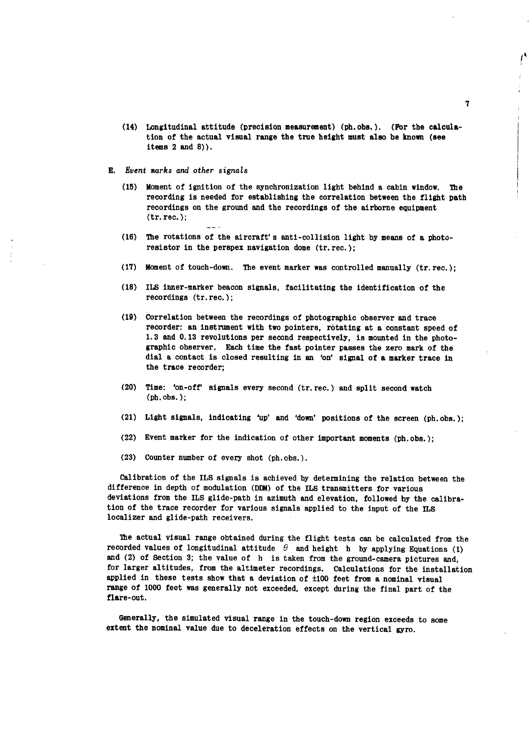(14) Longitudinal attitude (precision measurement) (ph.obs.). (For the calculation of the actual visual range the true height must also be known (see items 2 and 8)).

E. *Event marks and other signals*

(15) Moment of ignition of the synchronization light behind a cabin window. The recording is needed for establishing the correlation between the flight path recordings on the ground and the recordings of the airborne equipment (tr.rec.);

(16) The rotations of the aircraft's anti-collision light by means of a photoresistor in the perspex navigation dome (tr.rec.);

(17) Moment of touch-down. The event marker was controlled manually (tr.rec.);

(18) ILS inner-marker beacon signals, facilitating the identification of the recordings (tr.rec.);

(19) Correlation between the recordings of photographic observer and trace recorder: an instrument with two pointers, rotating at a constant speed of 1.3 and 0.13 revolutions per second respectively, is mounted in the photographic observer. Each time the fast pointer passes the zero mark of the dial a contact is closed resulting in an 'on' signal of a marker trace in the trace recorder;

(20) Time: 'on-off' signals every second (tr.rec.) and split second watch (ph.obs.);

(21) Light signals, indicating 'up' and 'down' positions of the screen (ph.obs.);

(22) Event marker for the indication of other important moments (ph.obs.);

(23) Counter number of every shot (ph.obs.).

Calibration of the ILS signals is achieved by determining the relation between the difference in depth of modulation (DDM) of the ILS transmitters for various deviations from the ILS glide-path in azimuth and elevation, followed by the calibration of the trace recorder for various signals applied to the input of the ILS localizer and glide-path receivers.

The actual visual range obtained during the flight tests can be calculated from the recorded values of longitudinal attitude $\theta$ and height $h$ by applying Equations (1) and (2) of Section 3; the value of $h$ is taken from the ground-camera pictures and, for larger altitudes, from the altimeter recordings. Calculations for the installation applied in these tests show that a deviation of ±100 feet from a nominal visual range of 1000 feet was generally not exceeded, except during the final part of the flare-out.

Generally, the simulated visual range in the touch-down region exceeds to some extent the nominal value due to deceleration effects on the vertical gyro.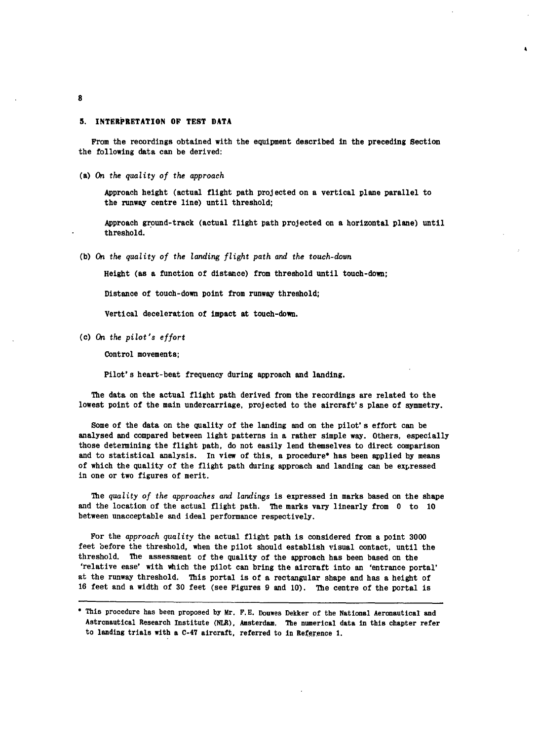## 5. INTERPRETATION OF TEST DATA

From the recordings obtained with the equipment described in the preceding Section the following data can be derived:

(a) *On the quality of the approach*

Approach height (actual flight path projected on a vertical plane parallel to the runway centre line) until threshold;

Approach ground-track (actual flight path projected on a horizontal plane) until threshold.

(b) *On the quality of the landing flight path and the touch-down*

Height (as a function of distance) from threshold until touch-down;

Distance of touch-down point from runway threshold;

Vertical deceleration of impact at touch-down.

(c) *On the pilot's effort*

Control movements;

Pilot's heart-beat frequency during approach and landing.

The data on the actual flight path derived from the recordings are related to the lowest point of the main undercarriage, projected to the aircraft's plane of symmetry.

Some of the data on the quality of the landing and on the pilot's effort can be analysed and compared between light patterns in a rather simple way. Others, especially those determining the flight path, do not easily lend themselves to direct comparison and to statistical analysis. In view of this, a procedure* has been applied by means of which the quality of the flight path during approach and landing can be expressed in one or two figures of merit.

The *quality of the approaches and landings* is expressed in marks based on the shape and the location of the actual flight path. The marks vary linearly from 0 to 10 between unacceptable and ideal performance respectively.

For the *approach quality* the actual flight path is considered from a point 3000 feet before the threshold, when the pilot should establish visual contact, until the threshold. The assessment of the quality of the approach has been based on the 'relative ease' with which the pilot can bring the aircraft into an 'entrance portal' at the runway threshold. This portal is of a rectangular shape and has a height of 16 feet and a width of 30 feet (see Figures 9 and 10). The centre of the portal is

---

\* This procedure has been proposed by Mr. F.E. Douwes Dekker of the National Aeronautical and Astronautical Research Institute (NLR), Amsterdam. The numerical data in this chapter refer to landing trials with a C-47 aircraft, referred to in Reference 1.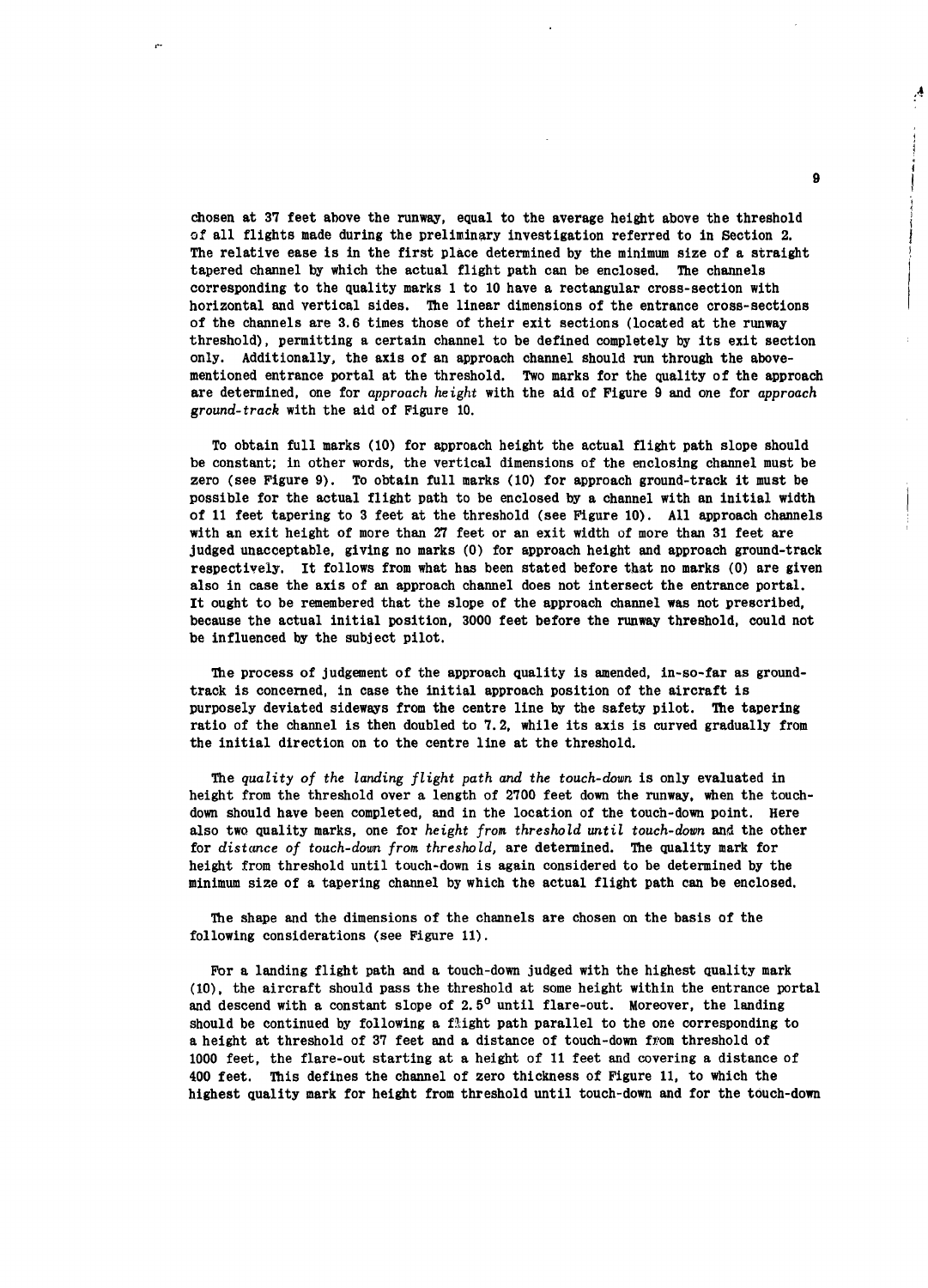chosen at 37 feet above the runway, equal to the average height above the threshold of all flights made during the preliminary investigation referred to in Section 2. The relative ease is in the first place determined by the minimum size of a straight tapered channel by which the actual flight path can be enclosed. The channels corresponding to the quality marks 1 to 10 have a rectangular cross-section with horizontal and vertical sides. The linear dimensions of the entrance cross-sections of the channels are 3.6 times those of their exit sections (located at the runway threshold), permitting a certain channel to be defined completely by its exit section only. Additionally, the axis of an approach channel should run through the above-mentioned entrance portal at the threshold. Two marks for the quality of the approach are determined, one for *approach height* with the aid of Figure 9 and one for *approach ground-track* with the aid of Figure 10.

To obtain full marks (10) for approach height the actual flight path slope should be constant; in other words, the vertical dimensions of the enclosing channel must be zero (see Figure 9). To obtain full marks (10) for approach ground-track it must be possible for the actual flight path to be enclosed by a channel with an initial width of 11 feet tapering to 3 feet at the threshold (see Figure 10). All approach channels with an exit height of more than 27 feet or an exit width of more than 31 feet are judged unacceptable, giving no marks (0) for approach height and approach ground-track respectively. It follows from what has been stated before that no marks (0) are given also in case the axis of an approach channel does not intersect the entrance portal. It ought to be remembered that the slope of the approach channel was not prescribed, because the actual initial position, 3000 feet before the runway threshold, could not be influenced by the subject pilot.

The process of judgement of the approach quality is amended, in-so-far as ground-track is concerned, in case the initial approach position of the aircraft is purposely deviated sideways from the centre line by the safety pilot. The tapering ratio of the channel is then doubled to 7.2, while its axis is curved gradually from the initial direction on to the centre line at the threshold.

The *quality of the landing flight path and the touch-down* is only evaluated in height from the threshold over a length of 2700 feet down the runway, when the touch-down should have been completed, and in the location of the touch-down point. Here also two quality marks, one for *height from threshold until touch-down* and the other for *distance of touch-down from threshold*, are determined. The quality mark for height from threshold until touch-down is again considered to be determined by the minimum size of a tapering channel by which the actual flight path can be enclosed.

The shape and the dimensions of the channels are chosen on the basis of the following considerations (see Figure 11).

For a landing flight path and a touch-down judged with the highest quality mark (10), the aircraft should pass the threshold at some height within the entrance portal and descend with a constant slope of $2.5^{0}$ until flare-out. Moreover, the landing should be continued by following a flight path parallel to the one corresponding to a height at threshold of 37 feet and a distance of touch-down from threshold of 1000 feet, the flare-out starting at a height of 11 feet and covering a distance of 400 feet. This defines the channel of zero thickness of Figure 11, to which the highest quality mark for height from threshold until touch-down and for the touch-down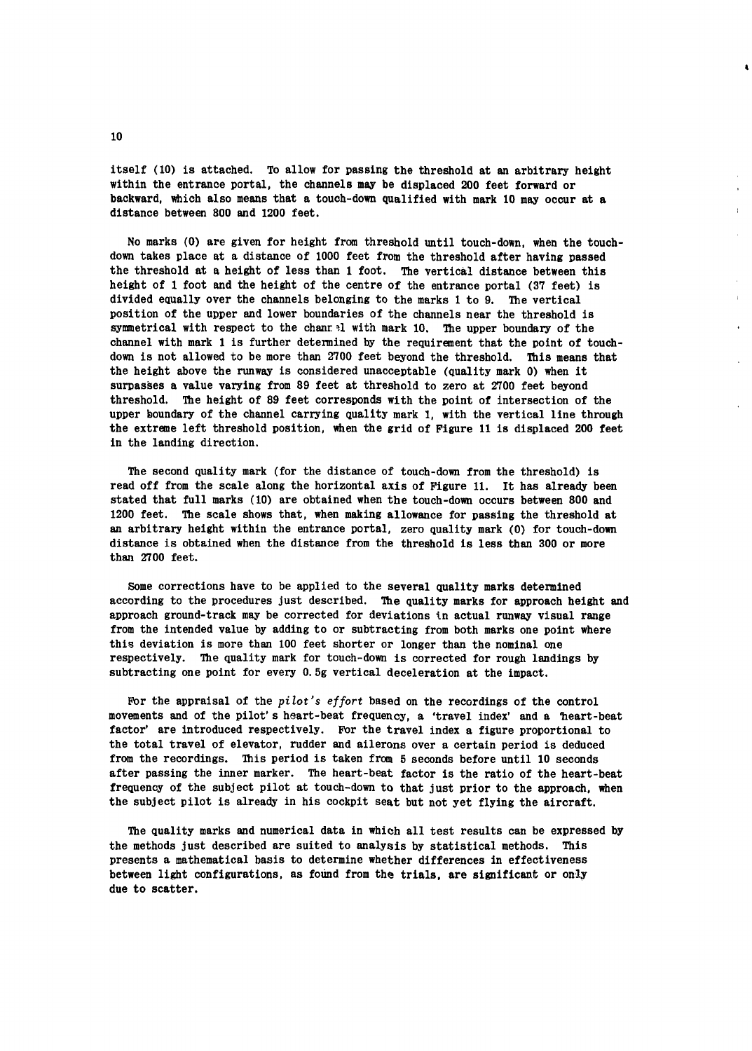itself (10) is attached. To allow for passing the threshold at an arbitrary height within the entrance portal, the channels may be displaced 200 feet forward or backward, which also means that a touch-down qualified with mark 10 may occur at a distance between 800 and 1200 feet.

No marks (0) are given for height from threshold until touch-down, when the touch-down takes place at a distance of 1000 feet from the threshold after having passed the threshold at a height of less than 1 foot. The vertical distance between this height of 1 foot and the height of the centre of the entrance portal (37 feet) is divided equally over the channels belonging to the marks 1 to 9. The vertical position of the upper and lower boundaries of the channels near the threshold is symmetrical with respect to the channel with mark 10. The upper boundary of the channel with mark 1 is further determined by the requirement that the point of touch-down is not allowed to be more than 2700 feet beyond the threshold. This means that the height above the runway is considered unacceptable (quality mark 0) when it surpasses a value varying from 89 feet at threshold to zero at 2700 feet beyond threshold. The height of 89 feet corresponds with the point of intersection of the upper boundary of the channel carrying quality mark 1, with the vertical line through the extreme left threshold position, when the grid of Figure 11 is displaced 200 feet in the landing direction.

The second quality mark (for the distance of touch-down from the threshold) is read off from the scale along the horizontal axis of Figure 11. It has already been stated that full marks (10) are obtained when the touch-down occurs between 800 and 1200 feet. The scale shows that, when making allowance for passing the threshold at an arbitrary height within the entrance portal, zero quality mark (0) for touch-down distance is obtained when the distance from the threshold is less than 300 or more than 2700 feet.

Some corrections have to be applied to the several quality marks determined according to the procedures just described. The quality marks for approach height and approach ground-track may be corrected for deviations in actual runway visual range from the intended value by adding to or subtracting from both marks one point where this deviation is more than 100 feet shorter or longer than the nominal one respectively. The quality mark for touch-down is corrected for rough landings by subtracting one point for every 0.5g vertical deceleration at the impact.

For the appraisal of the *pilot's effort* based on the recordings of the control movements and of the pilot's heart-beat frequency, a 'travel index' and a 'heart-beat factor' are introduced respectively. For the travel index a figure proportional to the total travel of elevator, rudder and ailerons over a certain period is deduced from the recordings. This period is taken from 5 seconds before until 10 seconds after passing the inner marker. The heart-beat factor is the ratio of the heart-beat frequency of the subject pilot at touch-down to that just prior to the approach, when the subject pilot is already in his cockpit seat but not yet flying the aircraft.

The quality marks and numerical data in which all test results can be expressed by the methods just described are suited to analysis by statistical methods. This presents a mathematical basis to determine whether differences in effectiveness between light configurations, as found from the trials, are significant or only due to scatter.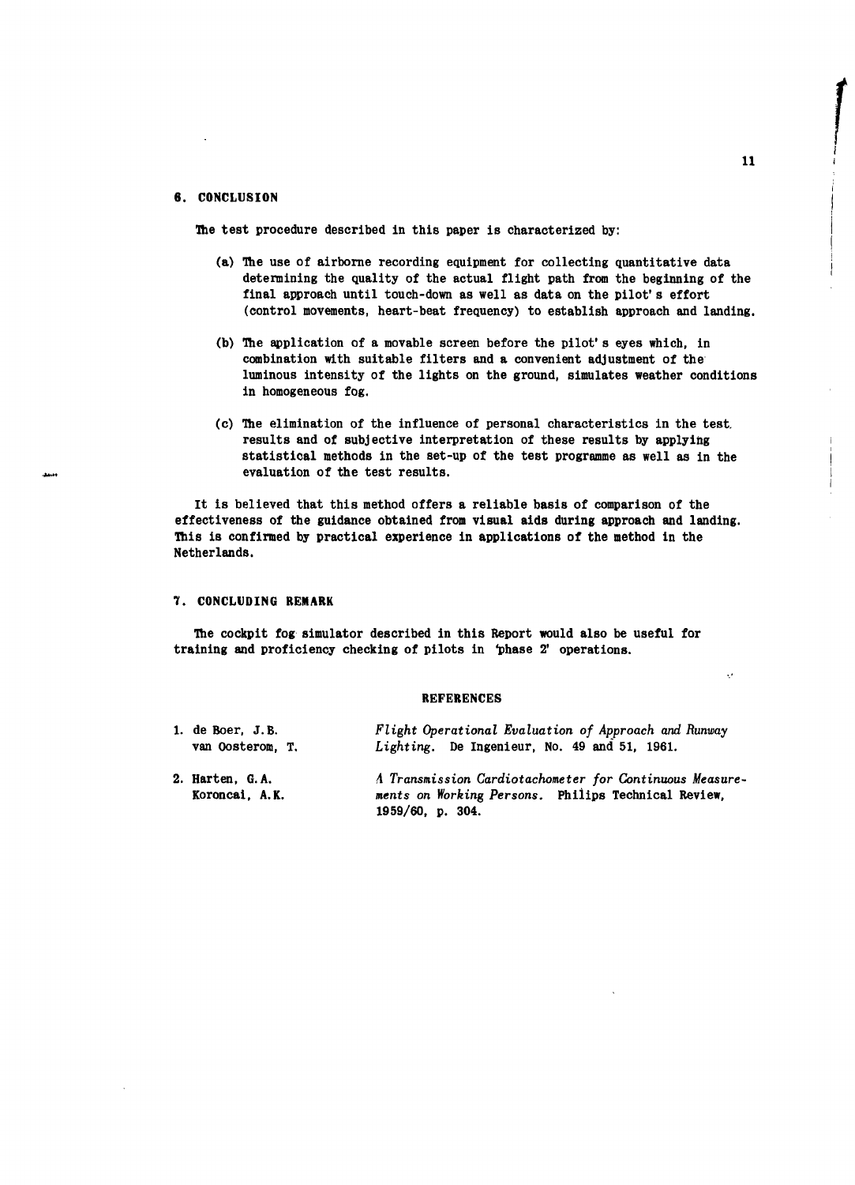## 6. CONCLUSION

The test procedure described in this paper is characterized by:

(a) The use of airborne recording equipment for collecting quantitative data determining the quality of the actual flight path from the beginning of the final approach until touch-down as well as data on the pilot's effort (control movements, heart-beat frequency) to establish approach and landing.

(b) The application of a movable screen before the pilot's eyes which, in combination with suitable filters and a convenient adjustment of the luminous intensity of the lights on the ground, simulates weather conditions in homogeneous fog.

(c) The elimination of the influence of personal characteristics in the test results and of subjective interpretation of these results by applying statistical methods in the set-up of the test programme as well as in the evaluation of the test results.

It is believed that this method offers a reliable basis of comparison of the effectiveness of the guidance obtained from visual aids during approach and landing. This is confirmed by practical experience in applications of the method in the Netherlands.

## 7. CONCLUDING REMARK

The cockpit fog simulator described in this Report would also be useful for training and proficiency checking of pilots in 'phase 2' operations.

### REFERENCES

1. de Boer, J.B.
   van Oosterom, T.
   *Flight Operational Evaluation of Approach and Runway Lighting*. De Ingenieur, No. 49 and 51, 1961.

2. Harten, G.A.
   Koroncai, A.K.
   *A Transmission Cardiotachometer for Continuous Measurements on Working Persons*. Philips Technical Review, 1959/60, p. 304.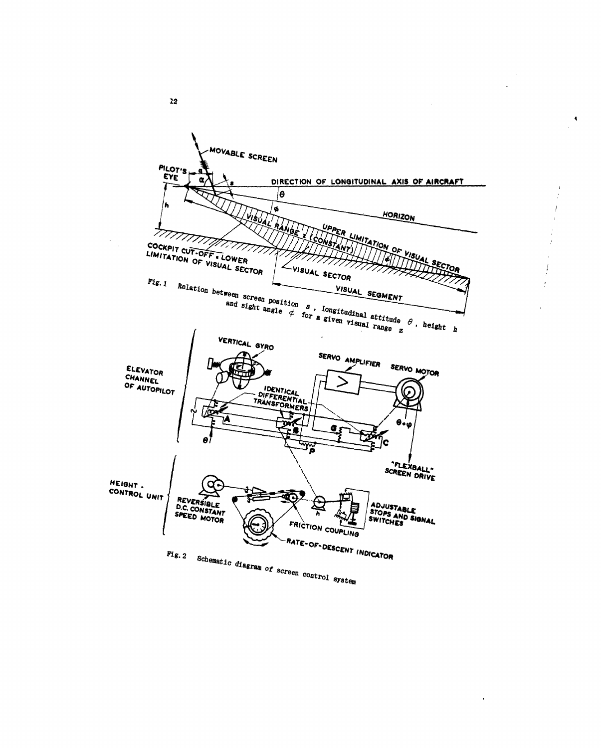Fig. 1 Relation between screen position $s$, longitudinal attitude $\theta$, height $h$ and sight angle $\phi$ for a given visual range $z$

Fig. 2 Schematic diagram of screen control system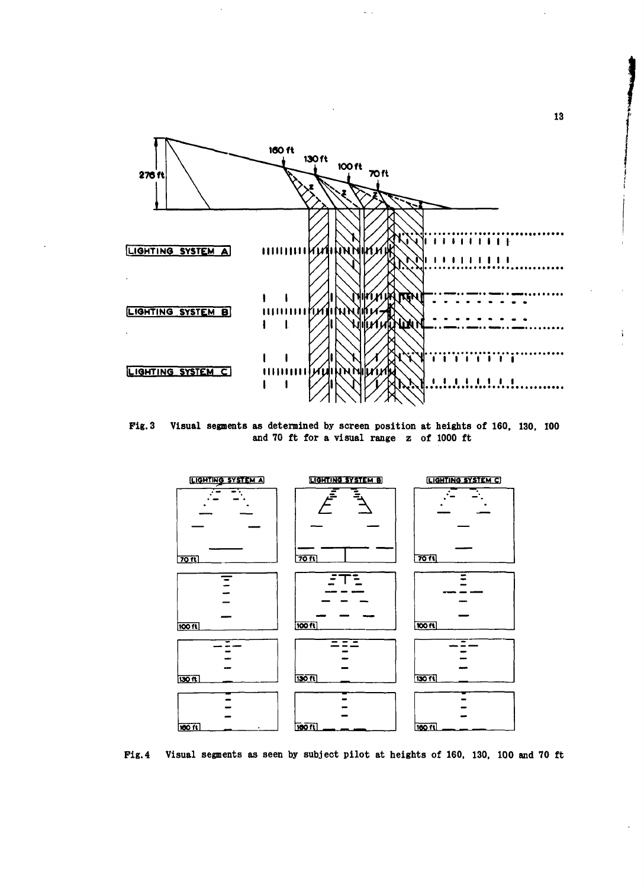Fig. 3 Visual segments as determined by screen position at heights of 160, 130, 100 and 70 ft for a visual range z of 1000 ft

Fig. 4 Visual segments as seen by subject pilot at heights of 160, 130, 100 and 70 ft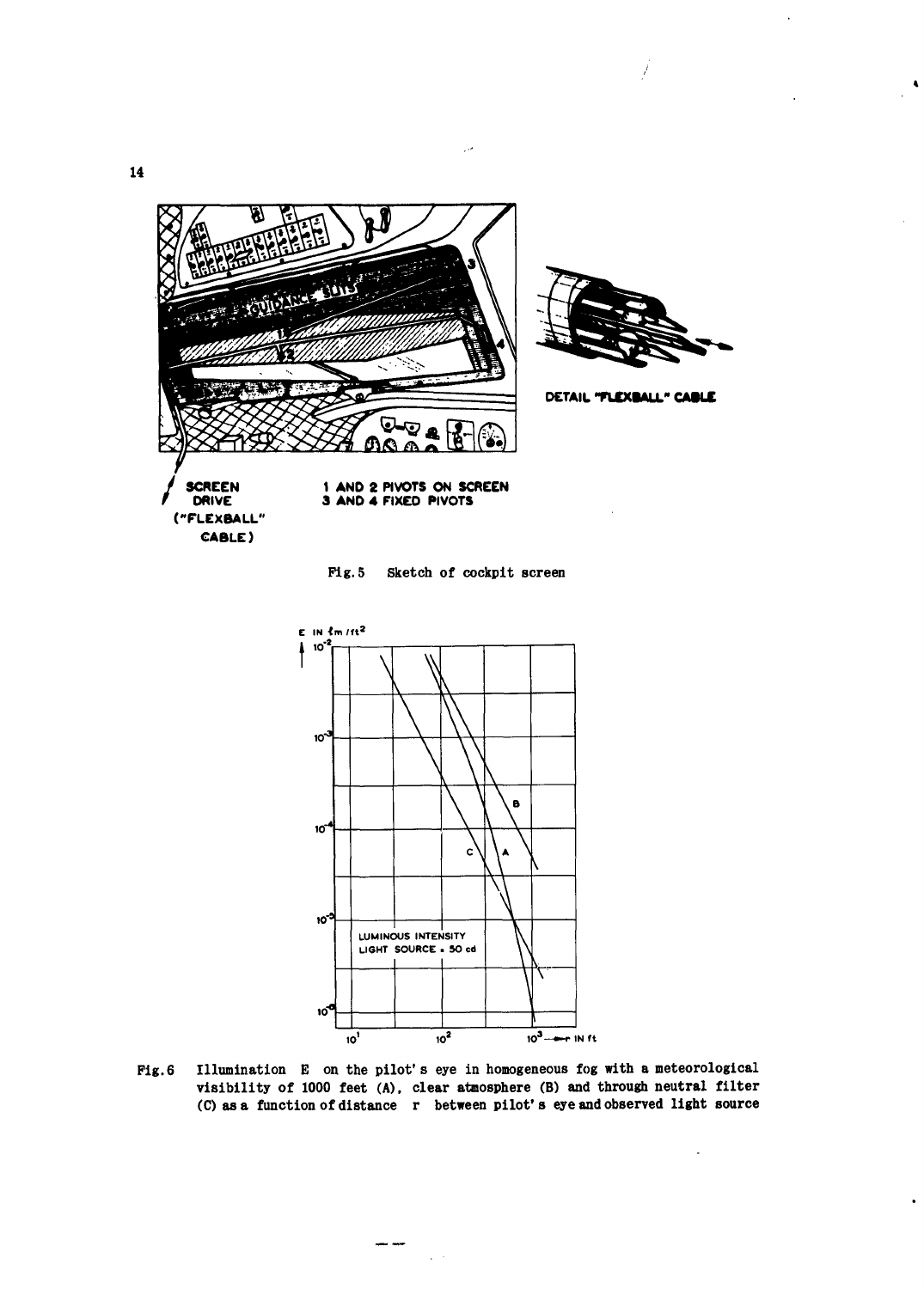SCREEN DRIVE ("FLEXBALL" CABLE)

1 AND 2 PIVOTS ON SCREEN
3 AND 4 FIXED PIVOTS

DETAIL "FLEXBALL" CABLE

Fig.5 Sketch of cockpit screen

LUMINOUS INTENSITY LIGHT SOURCE = 50 cd

Fig.6 Illumination E on the pilot's eye in homogeneous fog with a meteorological visibility of 1000 feet (A), clear atmosphere (B) and through neutral filter (C) as a function of distance r between pilot's eye and observed light source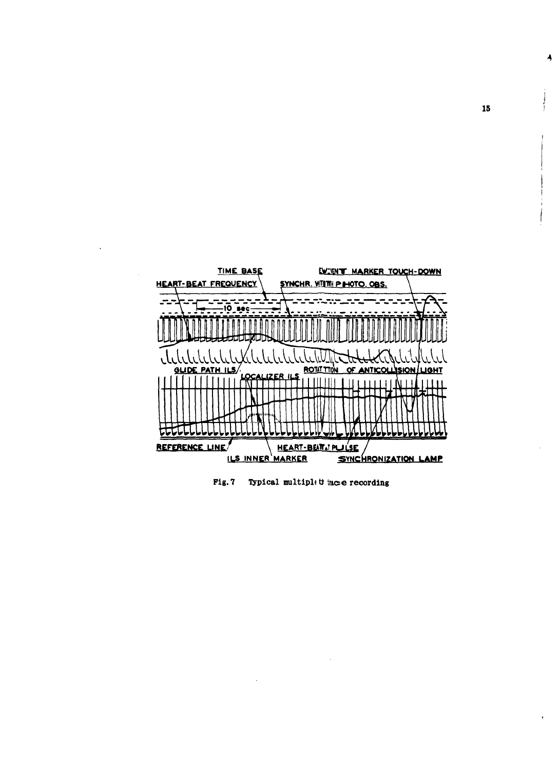TIME BASE

EVENT MARKER TOUCH-DOWN

HEART-BEAT FREQUENCY

SYNCHR. WITH PHOTO. OBS.

10 sec

GLIDE PATH ILS

LOCALIZER ILS

ROTATION OF ANTICOLLISION LIGHT

REFERENCE LINE

HEART-BEAT PULSE

ILS INNER MARKER

SYNCHRONIZATION LAMP

Fig. 7 Typical multiple trace recording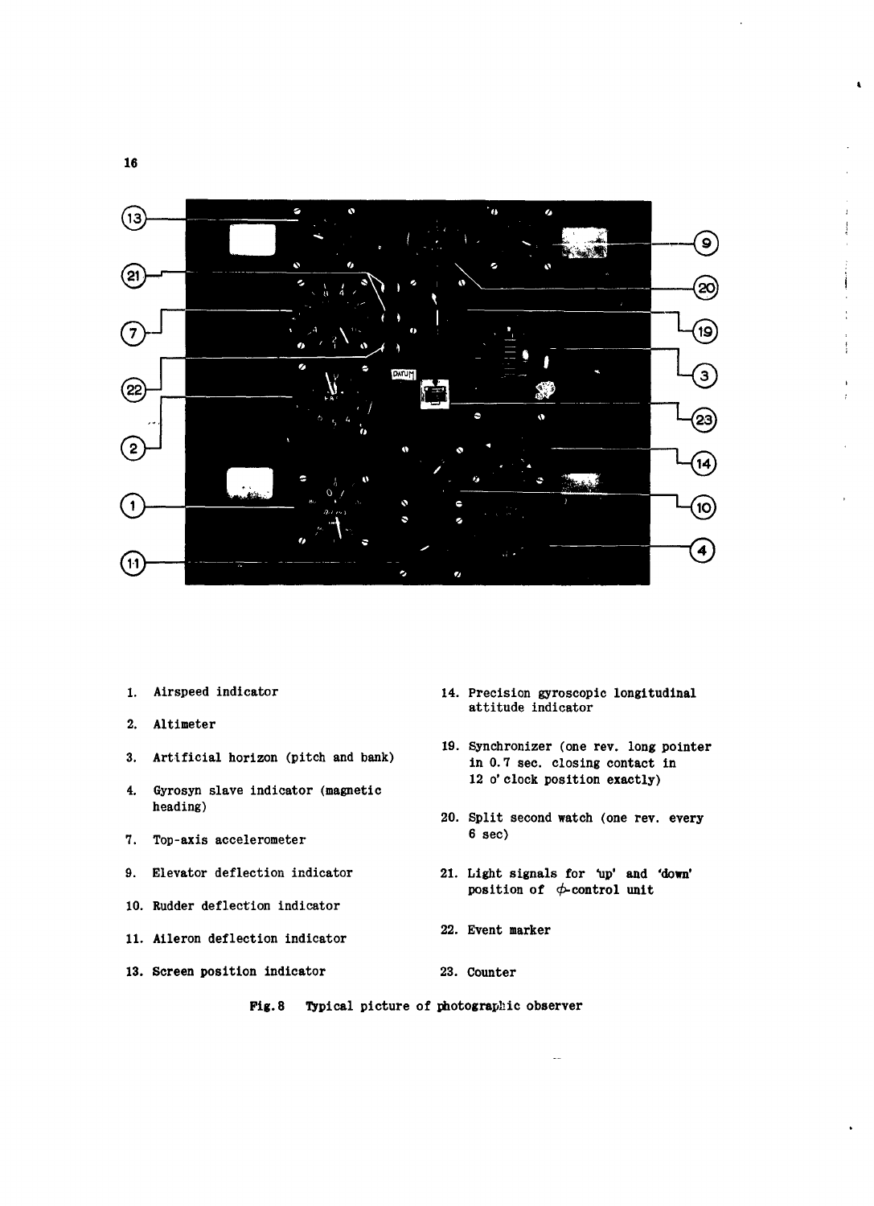1. Airspeed indicator
2. Altimeter
3. Artificial horizon (pitch and bank)
4. Gyrosyn slave indicator (magnetic heading)
7. Top-axis accelerometer
9. Elevator deflection indicator
10. Rudder deflection indicator
11. Aileron deflection indicator
13. Screen position indicator
14. Precision gyroscopic longitudinal attitude indicator
19. Synchronizer (one rev. long pointer in 0.7 sec. closing contact in 12 o' clock position exactly)
20. Split second watch (one rev. every 6 sec)
21. Light signals for 'up' and 'down' position of $\phi$-control unit
22. Event marker
23. Counter

**Fig. 8** Typical picture of photographic observer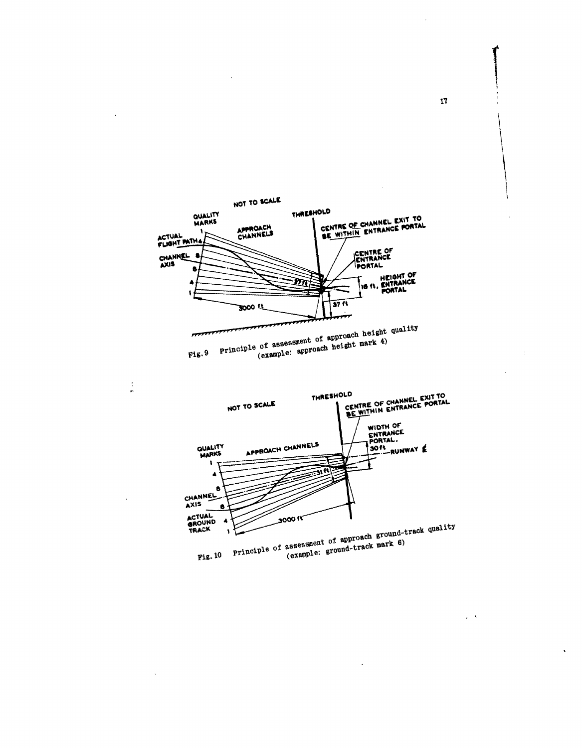Fig. 9 Principle of assessment of approach height quality (example: approach height mark 4)

Fig. 10 Principle of assessment of approach ground-track quality (example: ground-track mark 6)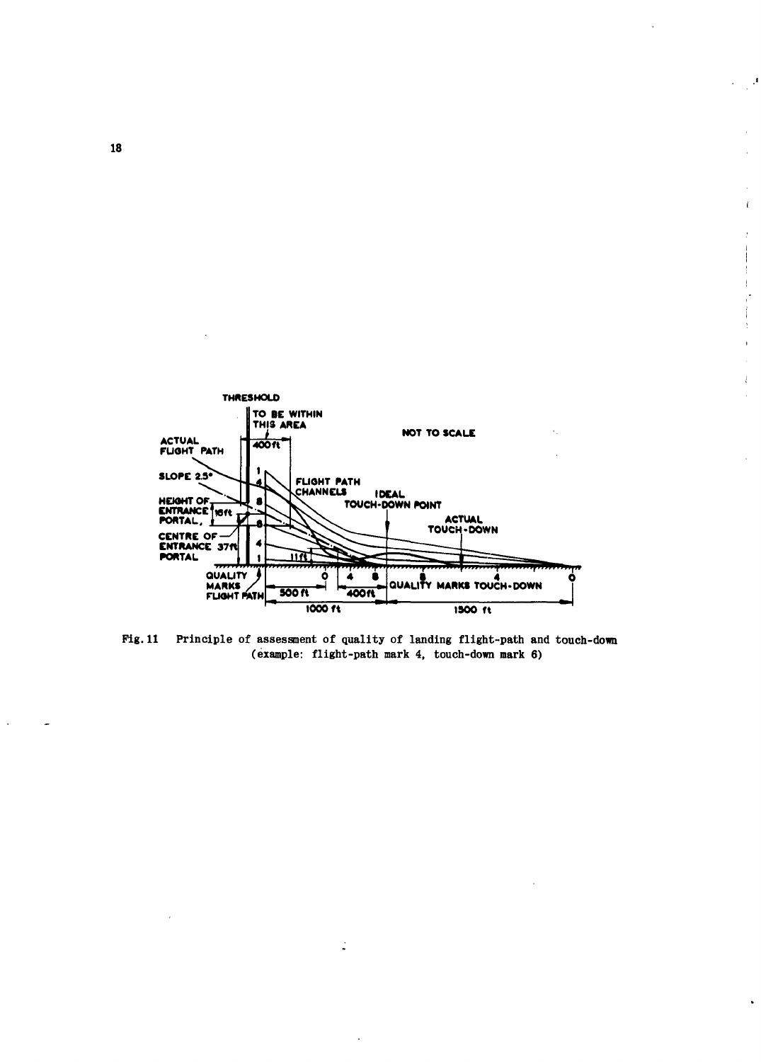THRESHOLD

TO BE WITHIN THIS AREA

400 ft

NOT TO SCALE

ACTUAL FLIGHT PATH

SLOPE 2.5°

HEIGHT OF ENTRANCE PORTAL, 16 ft

CENTRE OF ENTRANCE PORTAL 37 ft

FLIGHT PATH CHANNELS

IDEAL TOUCH-DOWN POINT

ACTUAL TOUCH-DOWN

11 ft

QUALITY MARKS FLIGHT PATH

QUALITY MARKS TOUCH-DOWN

500 ft

400 ft

1000 ft

1500 ft

Fig. 11 Principle of assessment of quality of landing flight-path and touch-down (example: flight-path mark 4, touch-down mark 6)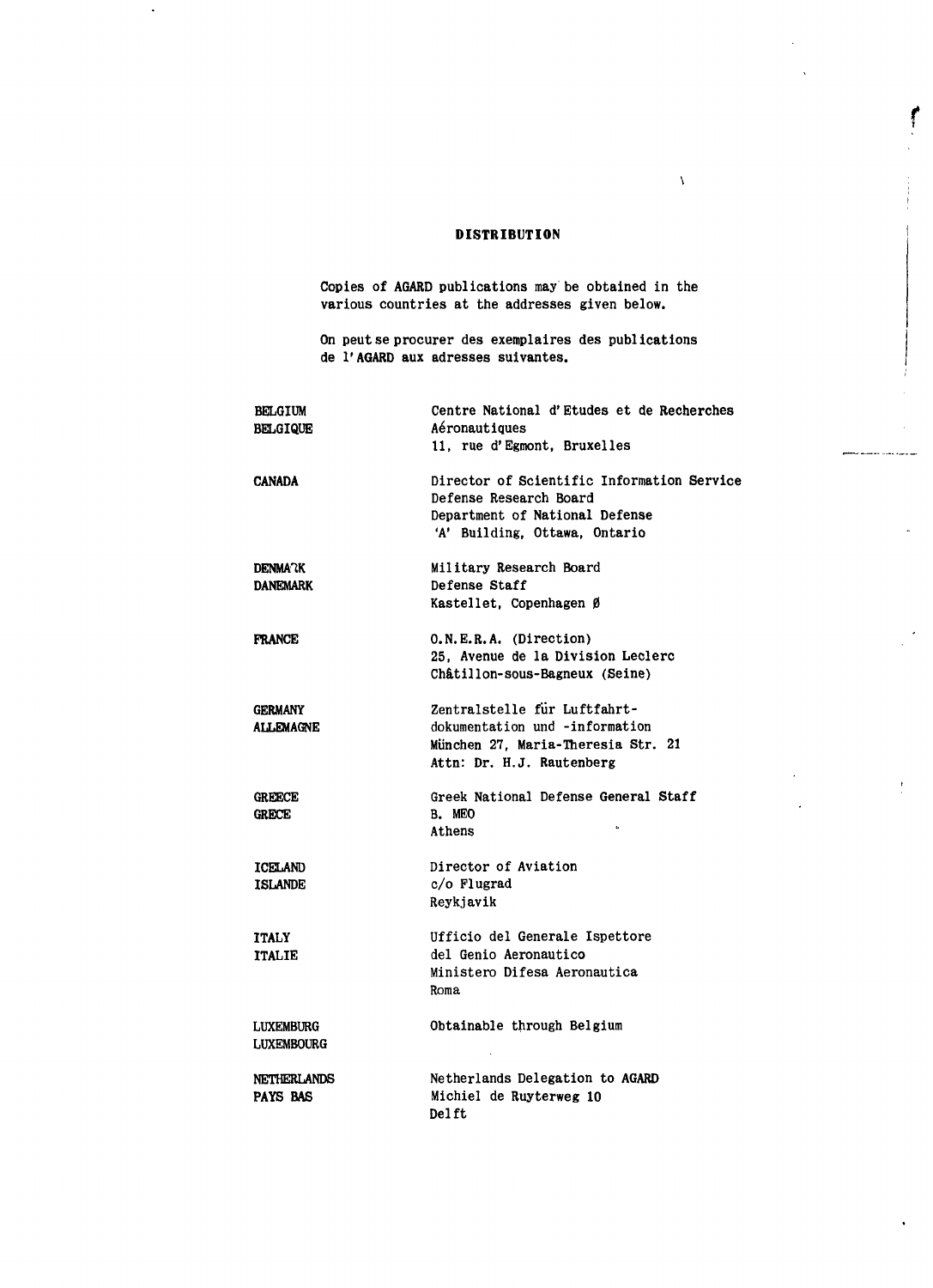## DISTRIBUTION

Copies of AGARD publications may be obtained in the various countries at the addresses given below.

On peut se procurer des exemplaires des publications de l'AGARD aux adresses suivantes.

| | |
|---|---|
| BELGIUM<br>BELGIQUE | Centre National d'Etudes et de Recherches<br>Aéronautiques<br>11, rue d'Egmont, Bruxelles |
| CANADA | Director of Scientific Information Service<br>Defense Research Board<br>Department of National Defense<br>'A' Building, Ottawa, Ontario |
| DENMARK<br>DANEMARK | Military Research Board<br>Defense Staff<br>Kastellet, Copenhagen Ø |
| FRANCE | O.N.E.R.A. (Direction)<br>25, Avenue de la Division Leclerc<br>Châtillon-sous-Bagneux (Seine) |
| GERMANY<br>ALLEMAGNE | Zentralstelle für Luftfahrt-<br>dokumentation und -information<br>München 27, Maria-Theresia Str. 21<br>Attn: Dr. H.J. Rautenberg |
| GREECE<br>GRECE | Greek National Defense General Staff<br>B. MEO<br>Athens |
| ICELAND<br>ISLANDE | Director of Aviation<br>c/o Flugrad<br>Reykjavik |
| ITALY<br>ITALIE | Ufficio del Generale Ispettore<br>del Genio Aeronautico<br>Ministero Difesa Aeronautica<br>Roma |
| LUXEMBURG<br>LUXEMBOURG | Obtainable through Belgium |
| NETHERLANDS<br>PAYS BAS | Netherlands Delegation to AGARD<br>Michiel de Ruyterweg 10<br>Delft |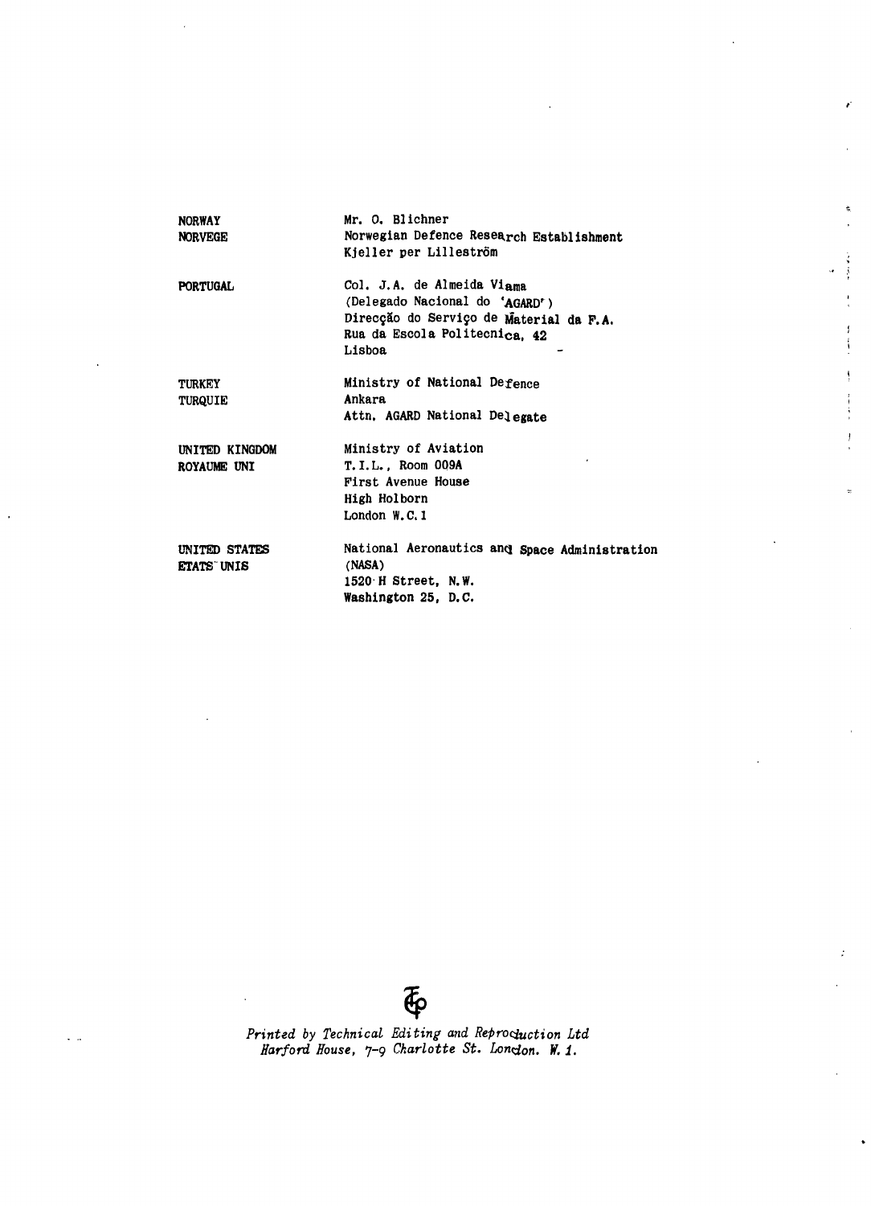| | |
|---|---|
| NORWAY<br>NORVEGE | Mr. O. Blichner<br>Norwegian Defence Research Establishment<br>Kjeller per Lilleström |
| PORTUGAL | Col. J.A. de Almeida Viama<br>(Delegado Nacional do 'AGARD')<br>Direcção do Serviço de Material da F.A.<br>Rua da Escola Politecnica, 42<br>Lisboa |
| TURKEY<br>TURQUIE | Ministry of National Defence<br>Ankara<br>Attn. AGARD National Delegate |
| UNITED KINGDOM<br>ROYAUME UNI | Ministry of Aviation<br>T.I.L., Room 009A<br>First Avenue House<br>High Holborn<br>London W.C.1 |
| UNITED STATES<br>ETATS UNIS | National Aeronautics and Space Administration<br>(NASA)<br>1520 H Street, N.W.<br>Washington 25, D.C. |

*Printed by Technical Editing and Reproduction Ltd*
*Harford House, 7-9 Charlotte St. London. W.1.*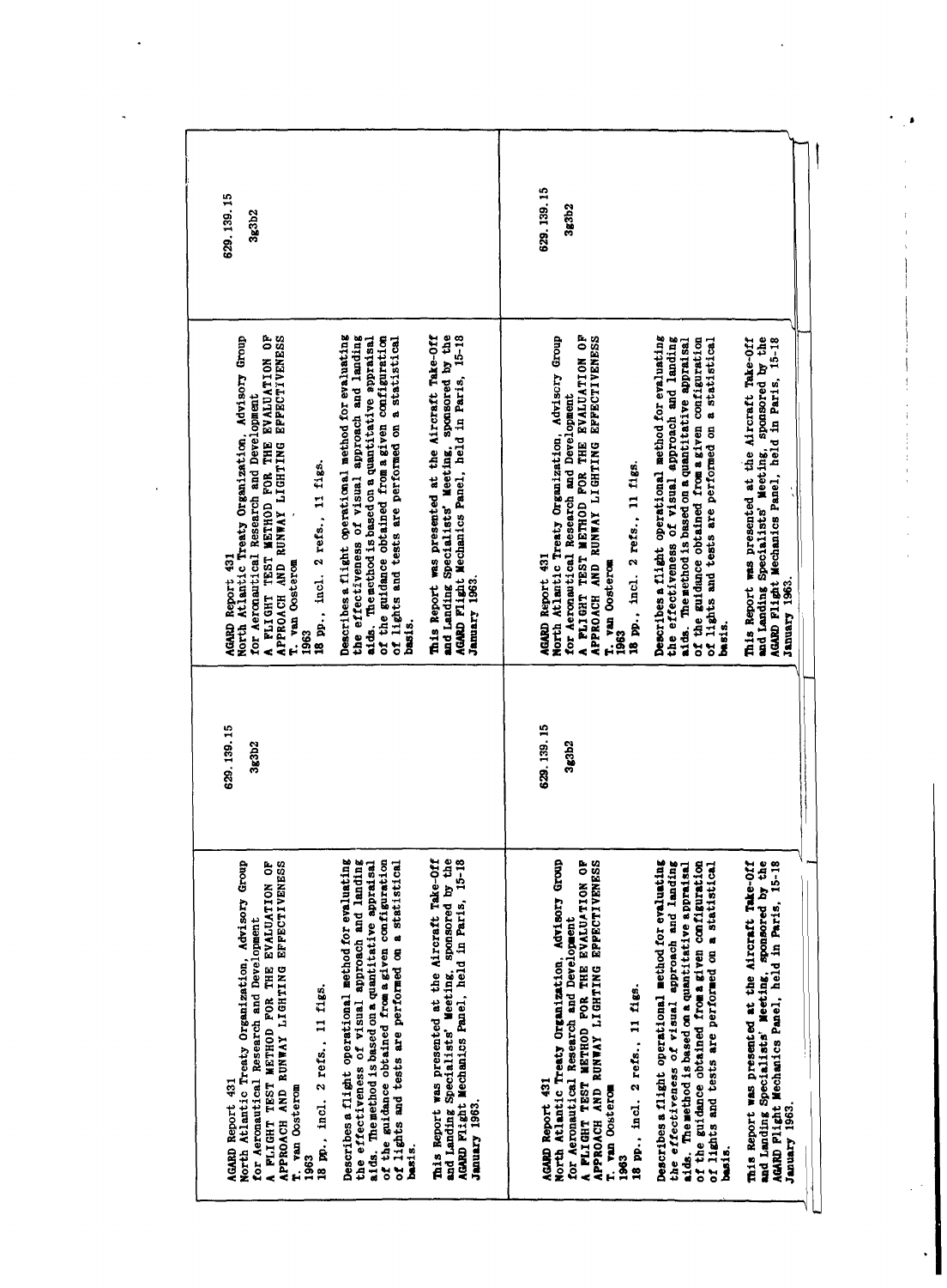AGARD Report 431
North Atlantic Treaty Organization, Advisory Group for Aeronautical Research and Development
A FLIGHT TEST METHOD FOR THE EVALUATION OF APPROACH AND RUNWAY LIGHTING EFFECTIVENESS
T. van Oosterom
1963
18 pp., incl. 2 refs., 11 figs.

Describes a flight operational method for evaluating the effectiveness of visual approach and landing aids. The method is based on a quantitative appraisal of the guidance obtained from a given configuration of lights and tests are performed on a statistical basis.

This Report was presented at the Aircraft Take-Off and Landing Specialists' Meeting, sponsored by the AGARD Flight Mechanics Panel, held in Paris, 15-18 January 1963.

629.139.15

3g3b2

---

AGARD Report 431
North Atlantic Treaty Organization, Advisory Group for Aeronautical Research and Development
A FLIGHT TEST METHOD FOR THE EVALUATION OF APPROACH AND RUNWAY LIGHTING EFFECTIVENESS
T. van Oosterom
1963
18 pp., incl. 2 refs., 11 figs.

Describes a flight operational method for evaluating the effectiveness of visual approach and landing aids. The method is based on a quantitative appraisal of the guidance obtained from a given configuration of lights and tests are performed on a statistical basis.

This Report was presented at the Aircraft Take-Off and Landing Specialists' Meeting, sponsored by the AGARD Flight Mechanics Panel, held in Paris, 15-18 January 1963.

629.139.15

3g3b2

---

AGARD Report 431
North Atlantic Treaty Organization, Advisory Group for Aeronautical Research and Development
A FLIGHT TEST METHOD FOR THE EVALUATION OF APPROACH AND RUNWAY LIGHTING EFFECTIVENESS
T. van Oosterom
1963
18 pp., incl. 2 refs., 11 figs.

Describes a flight operational method for evaluating the effectiveness of visual approach and landing aids. The method is based on a quantitative appraisal of the guidance obtained from a given configuration of lights and tests are performed on a statistical basis.

This Report was presented at the Aircraft Take-Off and Landing Specialists' Meeting, sponsored by the AGARD Flight Mechanics Panel, held in Paris, 15-18 January 1963.

629.139.15

3g3b2

---

AGARD Report 431
North Atlantic Treaty Organization, Advisory Group for Aeronautical Research and Development
A FLIGHT TEST METHOD FOR THE EVALUATION OF APPROACH AND RUNWAY LIGHTING EFFECTIVENESS
T. van Oosterom
1963
18 pp., incl. 2 refs., 11 figs.

Describes a flight operational method for evaluating the effectiveness of visual approach and landing aids. The method is based on a quantitative appraisal of the guidance obtained from a given configuration of lights and tests are performed on a statistical basis.

This Report was presented at the Aircraft Take-Off and Landing Specialists' Meeting, sponsored by the AGARD Flight Mechanics Panel, held in Paris, 15-18 January 1963.

629.139.15

3g3b2